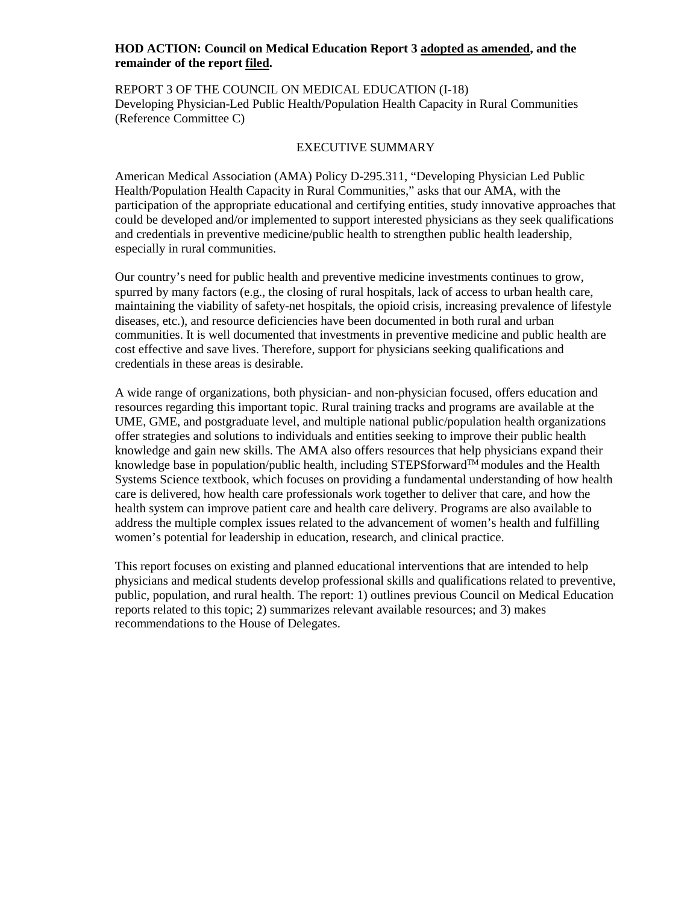**HOD ACTION: Council on Medical Education Report 3 adopted as amended, and the remainder of the report filed.**

REPORT 3 OF THE COUNCIL ON MEDICAL EDUCATION (I-18)
Developing Physician-Led Public Health/Population Health Capacity in Rural Communities
(Reference Committee C)

## EXECUTIVE SUMMARY

American Medical Association (AMA) Policy D-295.311, "Developing Physician Led Public Health/Population Health Capacity in Rural Communities," asks that our AMA, with the participation of the appropriate educational and certifying entities, study innovative approaches that could be developed and/or implemented to support interested physicians as they seek qualifications and credentials in preventive medicine/public health to strengthen public health leadership, especially in rural communities.

Our country's need for public health and preventive medicine investments continues to grow, spurred by many factors (e.g., the closing of rural hospitals, lack of access to urban health care, maintaining the viability of safety-net hospitals, the opioid crisis, increasing prevalence of lifestyle diseases, etc.), and resource deficiencies have been documented in both rural and urban communities. It is well documented that investments in preventive medicine and public health are cost effective and save lives. Therefore, support for physicians seeking qualifications and credentials in these areas is desirable.

A wide range of organizations, both physician- and non-physician focused, offers education and resources regarding this important topic. Rural training tracks and programs are available at the UME, GME, and postgraduate level, and multiple national public/population health organizations offer strategies and solutions to individuals and entities seeking to improve their public health knowledge and gain new skills. The AMA also offers resources that help physicians expand their knowledge base in population/public health, including STEPSforward™ modules and the Health Systems Science textbook, which focuses on providing a fundamental understanding of how health care is delivered, how health care professionals work together to deliver that care, and how the health system can improve patient care and health care delivery. Programs are also available to address the multiple complex issues related to the advancement of women's health and fulfilling women's potential for leadership in education, research, and clinical practice.

This report focuses on existing and planned educational interventions that are intended to help physicians and medical students develop professional skills and qualifications related to preventive, public, population, and rural health. The report: 1) outlines previous Council on Medical Education reports related to this topic; 2) summarizes relevant available resources; and 3) makes recommendations to the House of Delegates.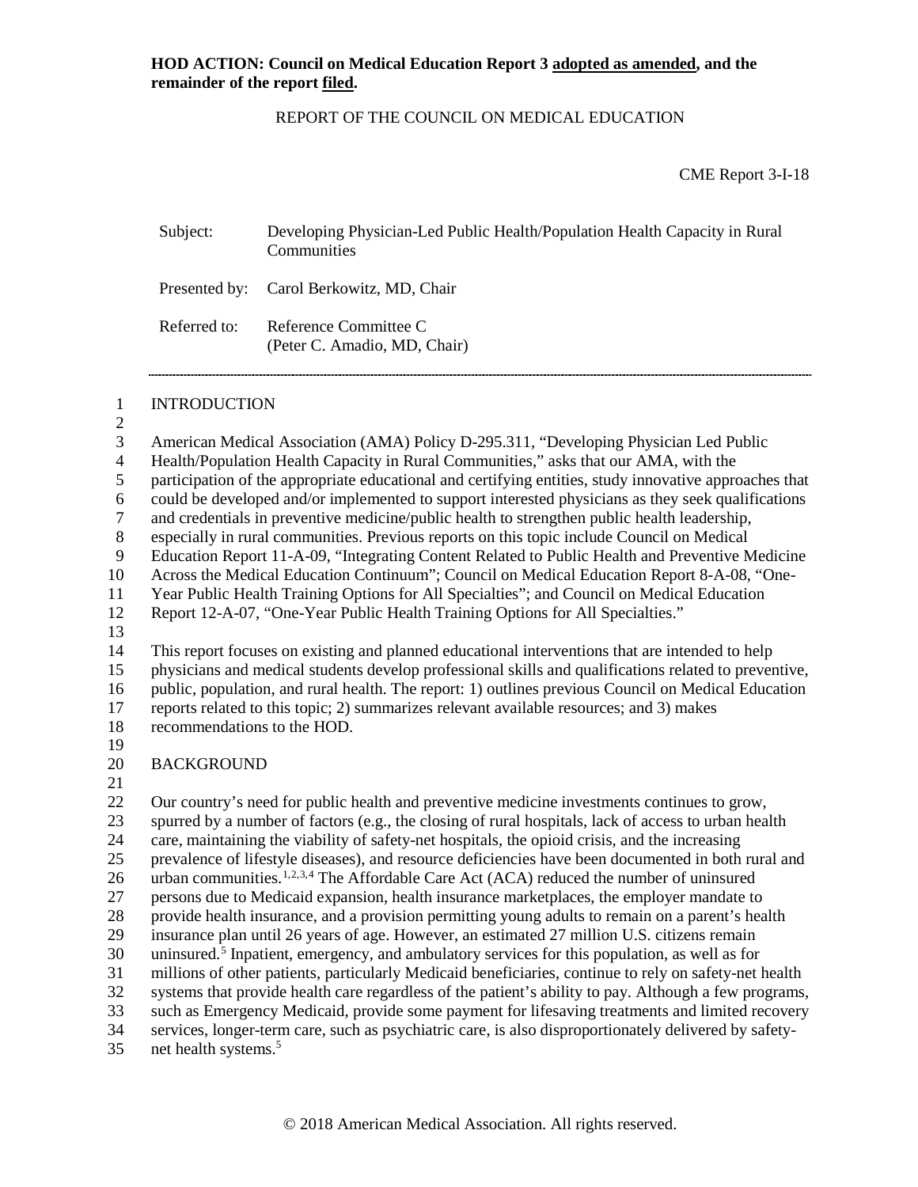**HOD ACTION: Council on Medical Education Report 3 adopted as amended, and the remainder of the report filed.**

REPORT OF THE COUNCIL ON MEDICAL EDUCATION

CME Report 3-I-18

Subject: Developing Physician-Led Public Health/Population Health Capacity in Rural Communities

Presented by: Carol Berkowitz, MD, Chair

Referred to: Reference Committee C (Peter C. Amadio, MD, Chair)

## INTRODUCTION

American Medical Association (AMA) Policy D-295.311, "Developing Physician Led Public Health/Population Health Capacity in Rural Communities," asks that our AMA, with the participation of the appropriate educational and certifying entities, study innovative approaches that could be developed and/or implemented to support interested physicians as they seek qualifications and credentials in preventive medicine/public health to strengthen public health leadership, especially in rural communities. Previous reports on this topic include Council on Medical Education Report 11-A-09, "Integrating Content Related to Public Health and Preventive Medicine Across the Medical Education Continuum"; Council on Medical Education Report 8-A-08, "One-Year Public Health Training Options for All Specialties"; and Council on Medical Education Report 12-A-07, "One-Year Public Health Training Options for All Specialties."

This report focuses on existing and planned educational interventions that are intended to help physicians and medical students develop professional skills and qualifications related to preventive, public, population, and rural health. The report: 1) outlines previous Council on Medical Education reports related to this topic; 2) summarizes relevant available resources; and 3) makes recommendations to the HOD.

## BACKGROUND

Our country's need for public health and preventive medicine investments continues to grow, spurred by a number of factors (e.g., the closing of rural hospitals, lack of access to urban health care, maintaining the viability of safety-net hospitals, the opioid crisis, and the increasing prevalence of lifestyle diseases), and resource deficiencies have been documented in both rural and urban communities.[1,2,3,4] The Affordable Care Act (ACA) reduced the number of uninsured persons due to Medicaid expansion, health insurance marketplaces, the employer mandate to provide health insurance, and a provision permitting young adults to remain on a parent's health insurance plan until 26 years of age. However, an estimated 27 million U.S. citizens remain uninsured.[5] Inpatient, emergency, and ambulatory services for this population, as well as for millions of other patients, particularly Medicaid beneficiaries, continue to rely on safety-net health systems that provide health care regardless of the patient's ability to pay. Although a few programs, such as Emergency Medicaid, provide some payment for lifesaving treatments and limited recovery services, longer-term care, such as psychiatric care, is also disproportionately delivered by safety-net health systems.[5]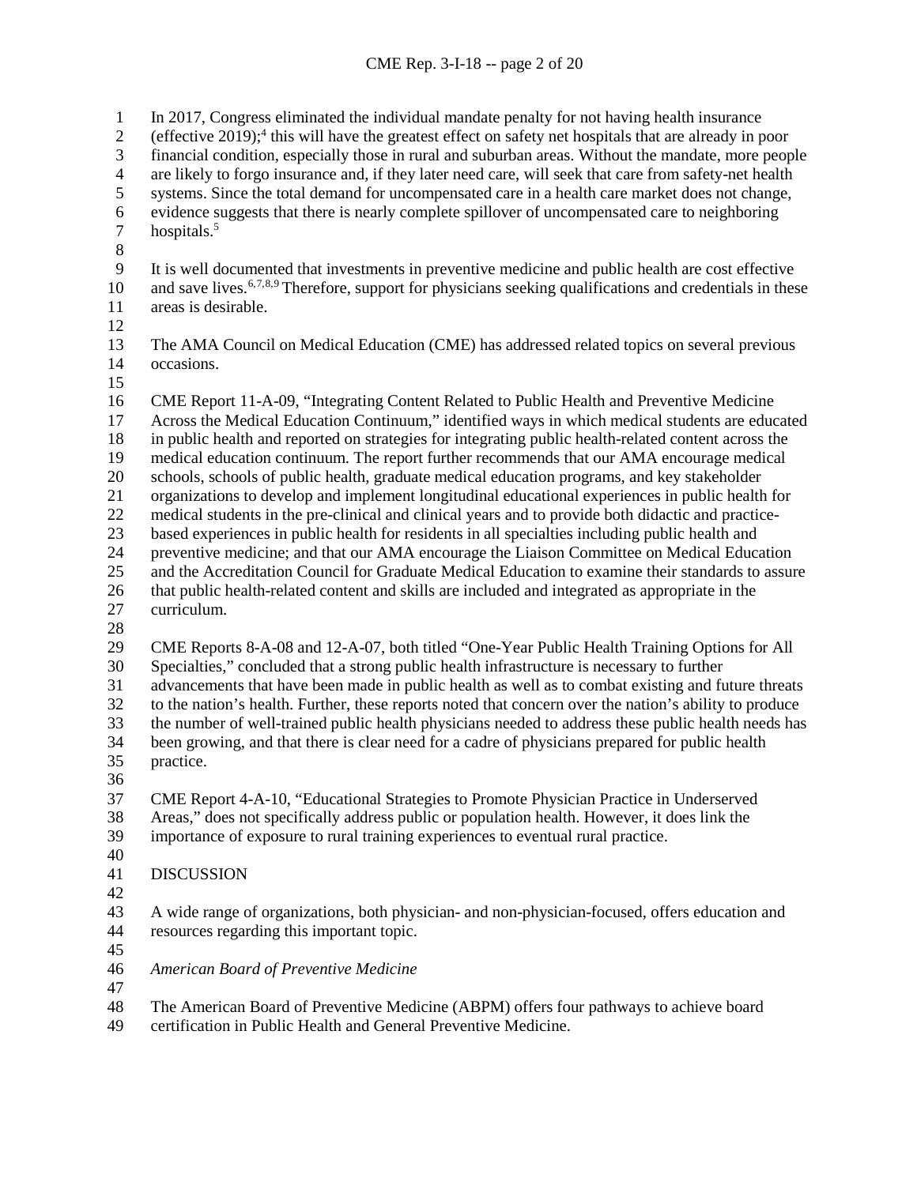In 2017, Congress eliminated the individual mandate penalty for not having health insurance (effective 2019);[4] this will have the greatest effect on safety net hospitals that are already in poor financial condition, especially those in rural and suburban areas. Without the mandate, more people are likely to forgo insurance and, if they later need care, will seek that care from safety-net health systems. Since the total demand for uncompensated care in a health care market does not change, evidence suggests that there is nearly complete spillover of uncompensated care to neighboring hospitals.[5]

It is well documented that investments in preventive medicine and public health are cost effective and save lives.[6,7,8,9] Therefore, support for physicians seeking qualifications and credentials in these areas is desirable.

The AMA Council on Medical Education (CME) has addressed related topics on several previous occasions.

CME Report 11-A-09, "Integrating Content Related to Public Health and Preventive Medicine Across the Medical Education Continuum," identified ways in which medical students are educated in public health and reported on strategies for integrating public health-related content across the medical education continuum. The report further recommends that our AMA encourage medical schools, schools of public health, graduate medical education programs, and key stakeholder organizations to develop and implement longitudinal educational experiences in public health for medical students in the pre-clinical and clinical years and to provide both didactic and practice-based experiences in public health for residents in all specialties including public health and preventive medicine; and that our AMA encourage the Liaison Committee on Medical Education and the Accreditation Council for Graduate Medical Education to examine their standards to assure that public health-related content and skills are included and integrated as appropriate in the curriculum.

CME Reports 8-A-08 and 12-A-07, both titled "One-Year Public Health Training Options for All Specialties," concluded that a strong public health infrastructure is necessary to further advancements that have been made in public health as well as to combat existing and future threats to the nation's health. Further, these reports noted that concern over the nation's ability to produce the number of well-trained public health physicians needed to address these public health needs has been growing, and that there is clear need for a cadre of physicians prepared for public health practice.

CME Report 4-A-10, "Educational Strategies to Promote Physician Practice in Underserved Areas," does not specifically address public or population health. However, it does link the importance of exposure to rural training experiences to eventual rural practice.

## DISCUSSION

A wide range of organizations, both physician- and non-physician-focused, offers education and resources regarding this important topic.

### *American Board of Preventive Medicine*

The American Board of Preventive Medicine (ABPM) offers four pathways to achieve board certification in Public Health and General Preventive Medicine.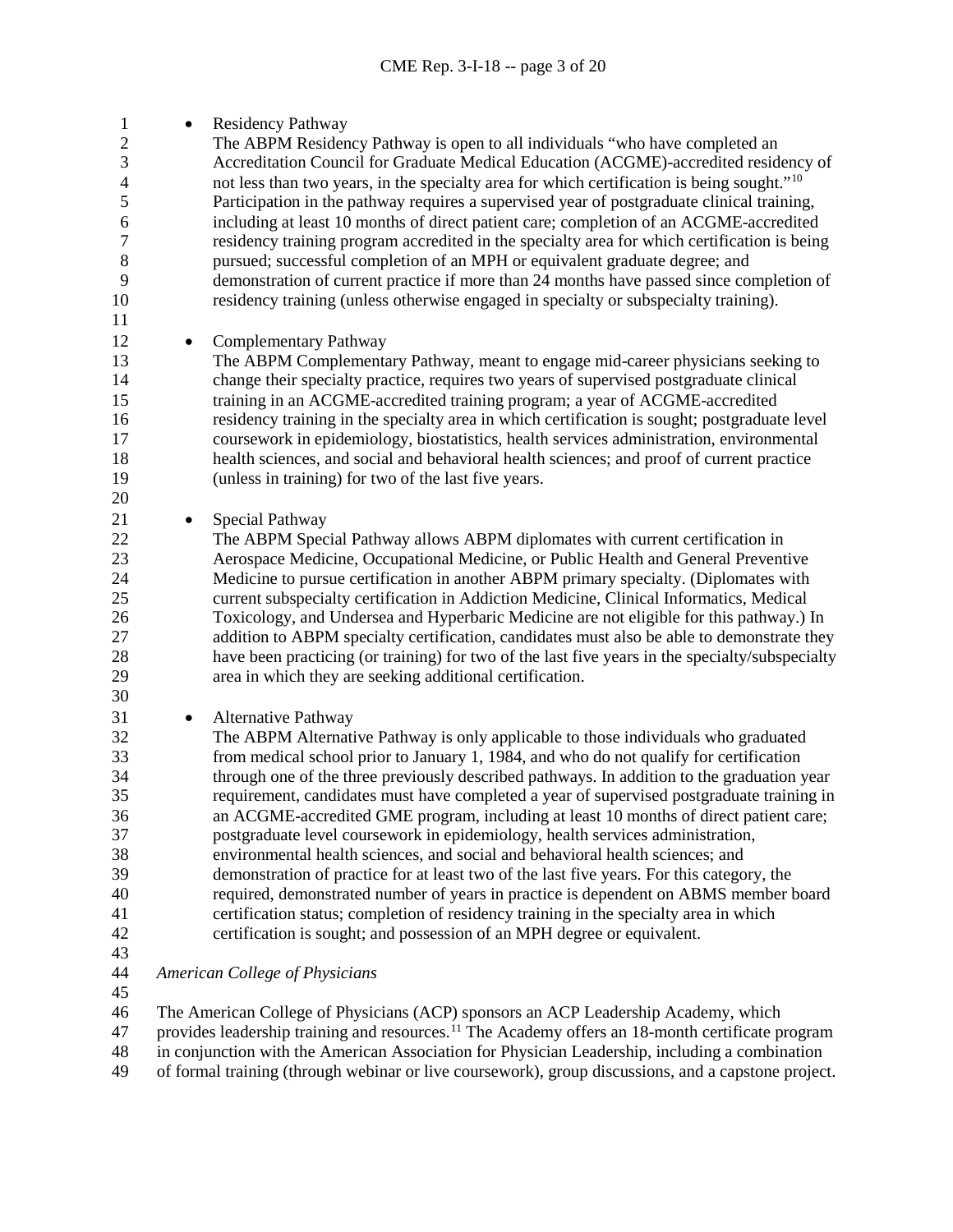- Residency Pathway
  The ABPM Residency Pathway is open to all individuals "who have completed an Accreditation Council for Graduate Medical Education (ACGME)-accredited residency of not less than two years, in the specialty area for which certification is being sought."[10] Participation in the pathway requires a supervised year of postgraduate clinical training, including at least 10 months of direct patient care; completion of an ACGME-accredited residency training program accredited in the specialty area for which certification is being pursued; successful completion of an MPH or equivalent graduate degree; and demonstration of current practice if more than 24 months have passed since completion of residency training (unless otherwise engaged in specialty or subspecialty training).

- Complementary Pathway
  The ABPM Complementary Pathway, meant to engage mid-career physicians seeking to change their specialty practice, requires two years of supervised postgraduate clinical training in an ACGME-accredited training program; a year of ACGME-accredited residency training in the specialty area in which certification is sought; postgraduate level coursework in epidemiology, biostatistics, health services administration, environmental health sciences, and social and behavioral health sciences; and proof of current practice (unless in training) for two of the last five years.

- Special Pathway
  The ABPM Special Pathway allows ABPM diplomates with current certification in Aerospace Medicine, Occupational Medicine, or Public Health and General Preventive Medicine to pursue certification in another ABPM primary specialty. (Diplomates with current subspecialty certification in Addiction Medicine, Clinical Informatics, Medical Toxicology, and Undersea and Hyperbaric Medicine are not eligible for this pathway.) In addition to ABPM specialty certification, candidates must also be able to demonstrate they have been practicing (or training) for two of the last five years in the specialty/subspecialty area in which they are seeking additional certification.

- Alternative Pathway
  The ABPM Alternative Pathway is only applicable to those individuals who graduated from medical school prior to January 1, 1984, and who do not qualify for certification through one of the three previously described pathways. In addition to the graduation year requirement, candidates must have completed a year of supervised postgraduate training in an ACGME-accredited GME program, including at least 10 months of direct patient care; postgraduate level coursework in epidemiology, health services administration, environmental health sciences, and social and behavioral health sciences; and demonstration of practice for at least two of the last five years. For this category, the required, demonstrated number of years in practice is dependent on ABMS member board certification status; completion of residency training in the specialty area in which certification is sought; and possession of an MPH degree or equivalent.

*American College of Physicians*

The American College of Physicians (ACP) sponsors an ACP Leadership Academy, which provides leadership training and resources.[11] The Academy offers an 18-month certificate program in conjunction with the American Association for Physician Leadership, including a combination of formal training (through webinar or live coursework), group discussions, and a capstone project.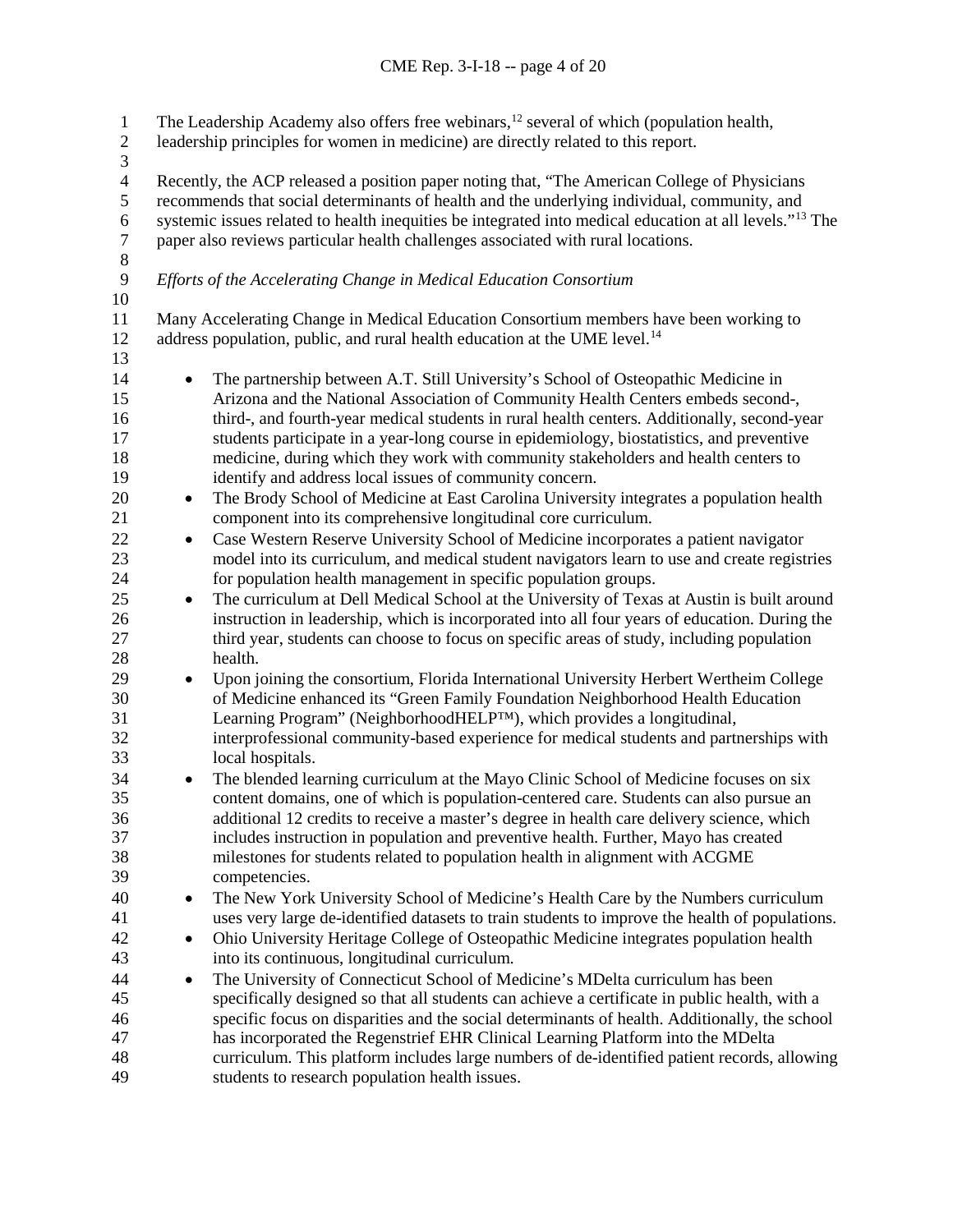The Leadership Academy also offers free webinars,[12] several of which (population health, leadership principles for women in medicine) are directly related to this report.

Recently, the ACP released a position paper noting that, "The American College of Physicians recommends that social determinants of health and the underlying individual, community, and systemic issues related to health inequities be integrated into medical education at all levels."[13] The paper also reviews particular health challenges associated with rural locations.

*Efforts of the Accelerating Change in Medical Education Consortium*

Many Accelerating Change in Medical Education Consortium members have been working to address population, public, and rural health education at the UME level.[14]

- The partnership between A.T. Still University's School of Osteopathic Medicine in Arizona and the National Association of Community Health Centers embeds second-, third-, and fourth-year medical students in rural health centers. Additionally, second-year students participate in a year-long course in epidemiology, biostatistics, and preventive medicine, during which they work with community stakeholders and health centers to identify and address local issues of community concern.
- The Brody School of Medicine at East Carolina University integrates a population health component into its comprehensive longitudinal core curriculum.
- Case Western Reserve University School of Medicine incorporates a patient navigator model into its curriculum, and medical student navigators learn to use and create registries for population health management in specific population groups.
- The curriculum at Dell Medical School at the University of Texas at Austin is built around instruction in leadership, which is incorporated into all four years of education. During the third year, students can choose to focus on specific areas of study, including population health.
- Upon joining the consortium, Florida International University Herbert Wertheim College of Medicine enhanced its "Green Family Foundation Neighborhood Health Education Learning Program" (NeighborhoodHELP™), which provides a longitudinal, interprofessional community-based experience for medical students and partnerships with local hospitals.
- The blended learning curriculum at the Mayo Clinic School of Medicine focuses on six content domains, one of which is population-centered care. Students can also pursue an additional 12 credits to receive a master's degree in health care delivery science, which includes instruction in population and preventive health. Further, Mayo has created milestones for students related to population health in alignment with ACGME competencies.
- The New York University School of Medicine's Health Care by the Numbers curriculum uses very large de-identified datasets to train students to improve the health of populations.
- Ohio University Heritage College of Osteopathic Medicine integrates population health into its continuous, longitudinal curriculum.
- The University of Connecticut School of Medicine's MDelta curriculum has been specifically designed so that all students can achieve a certificate in public health, with a specific focus on disparities and the social determinants of health. Additionally, the school has incorporated the Regenstrief EHR Clinical Learning Platform into the MDelta curriculum. This platform includes large numbers of de-identified patient records, allowing students to research population health issues.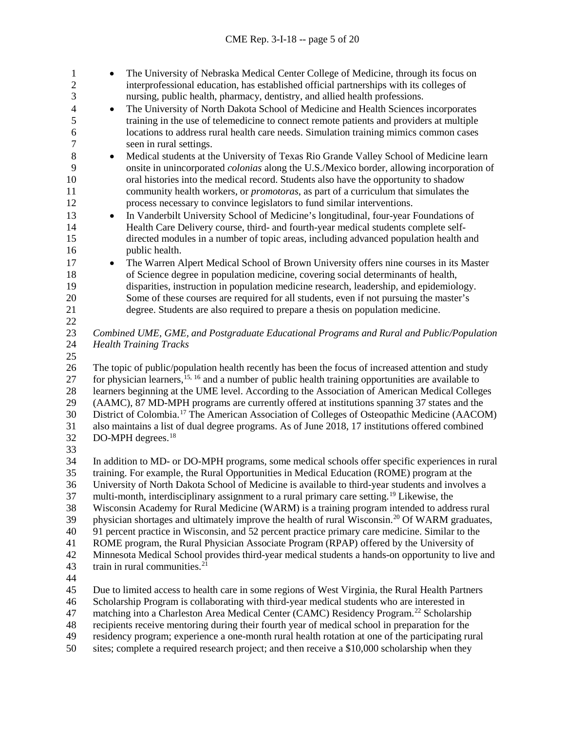- The University of Nebraska Medical Center College of Medicine, through its focus on interprofessional education, has established official partnerships with its colleges of nursing, public health, pharmacy, dentistry, and allied health professions.
- The University of North Dakota School of Medicine and Health Sciences incorporates training in the use of telemedicine to connect remote patients and providers at multiple locations to address rural health care needs. Simulation training mimics common cases seen in rural settings.
- Medical students at the University of Texas Rio Grande Valley School of Medicine learn onsite in unincorporated *colonias* along the U.S./Mexico border, allowing incorporation of oral histories into the medical record. Students also have the opportunity to shadow community health workers, or *promotoras*, as part of a curriculum that simulates the process necessary to convince legislators to fund similar interventions.
- In Vanderbilt University School of Medicine's longitudinal, four-year Foundations of Health Care Delivery course, third- and fourth-year medical students complete self-directed modules in a number of topic areas, including advanced population health and public health.
- The Warren Alpert Medical School of Brown University offers nine courses in its Master of Science degree in population medicine, covering social determinants of health, disparities, instruction in population medicine research, leadership, and epidemiology. Some of these courses are required for all students, even if not pursuing the master's degree. Students are also required to prepare a thesis on population medicine.

*Combined UME, GME, and Postgraduate Educational Programs and Rural and Public/Population Health Training Tracks*

The topic of public/population health recently has been the focus of increased attention and study for physician learners,[15, 16] and a number of public health training opportunities are available to learners beginning at the UME level. According to the Association of American Medical Colleges (AAMC), 87 MD-MPH programs are currently offered at institutions spanning 37 states and the District of Columbia.[17] The American Association of Colleges of Osteopathic Medicine (AACOM) also maintains a list of dual degree programs. As of June 2018, 17 institutions offered combined DO-MPH degrees.[18]

In addition to MD- or DO-MPH programs, some medical schools offer specific experiences in rural training. For example, the Rural Opportunities in Medical Education (ROME) program at the University of North Dakota School of Medicine is available to third-year students and involves a multi-month, interdisciplinary assignment to a rural primary care setting.[19] Likewise, the Wisconsin Academy for Rural Medicine (WARM) is a training program intended to address rural physician shortages and ultimately improve the health of rural Wisconsin.[20] Of WARM graduates, 91 percent practice in Wisconsin, and 52 percent practice primary care medicine. Similar to the ROME program, the Rural Physician Associate Program (RPAP) offered by the University of Minnesota Medical School provides third-year medical students a hands-on opportunity to live and train in rural communities.[21]

Due to limited access to health care in some regions of West Virginia, the Rural Health Partners Scholarship Program is collaborating with third-year medical students who are interested in matching into a Charleston Area Medical Center (CAMC) Residency Program.[22] Scholarship recipients receive mentoring during their fourth year of medical school in preparation for the residency program; experience a one-month rural health rotation at one of the participating rural sites; complete a required research project; and then receive a $10,000 scholarship when they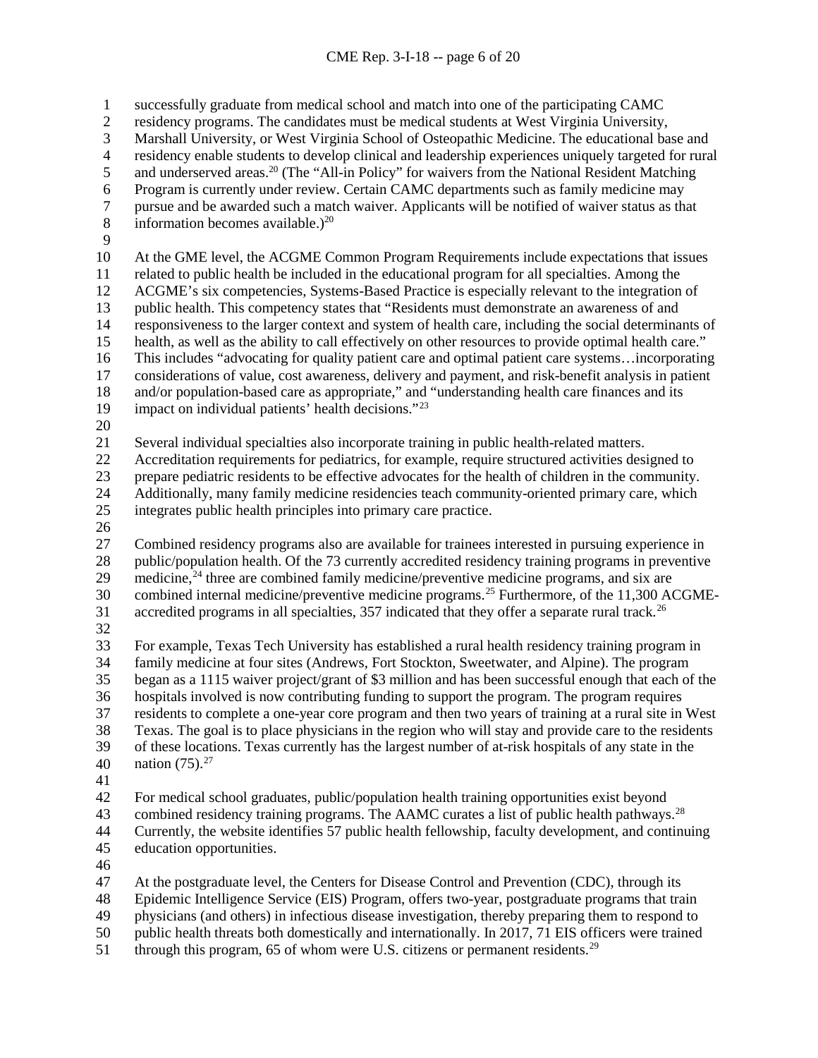successfully graduate from medical school and match into one of the participating CAMC residency programs. The candidates must be medical students at West Virginia University, Marshall University, or West Virginia School of Osteopathic Medicine. The educational base and residency enable students to develop clinical and leadership experiences uniquely targeted for rural and underserved areas.[20] (The "All-in Policy" for waivers from the National Resident Matching Program is currently under review. Certain CAMC departments such as family medicine may pursue and be awarded such a match waiver. Applicants will be notified of waiver status as that information becomes available.)[20]

At the GME level, the ACGME Common Program Requirements include expectations that issues related to public health be included in the educational program for all specialties. Among the ACGME's six competencies, Systems-Based Practice is especially relevant to the integration of public health. This competency states that "Residents must demonstrate an awareness of and responsiveness to the larger context and system of health care, including the social determinants of health, as well as the ability to call effectively on other resources to provide optimal health care." This includes "advocating for quality patient care and optimal patient care systems…incorporating considerations of value, cost awareness, delivery and payment, and risk-benefit analysis in patient and/or population-based care as appropriate," and "understanding health care finances and its impact on individual patients' health decisions."[23]

Several individual specialties also incorporate training in public health-related matters. Accreditation requirements for pediatrics, for example, require structured activities designed to prepare pediatric residents to be effective advocates for the health of children in the community. Additionally, many family medicine residencies teach community-oriented primary care, which integrates public health principles into primary care practice.

Combined residency programs also are available for trainees interested in pursuing experience in public/population health. Of the 73 currently accredited residency training programs in preventive medicine,[24] three are combined family medicine/preventive medicine programs, and six are combined internal medicine/preventive medicine programs.[25] Furthermore, of the 11,300 ACGME-accredited programs in all specialties, 357 indicated that they offer a separate rural track.[26]

For example, Texas Tech University has established a rural health residency training program in family medicine at four sites (Andrews, Fort Stockton, Sweetwater, and Alpine). The program began as a 1115 waiver project/grant of $3 million and has been successful enough that each of the hospitals involved is now contributing funding to support the program. The program requires residents to complete a one-year core program and then two years of training at a rural site in West Texas. The goal is to place physicians in the region who will stay and provide care to the residents of these locations. Texas currently has the largest number of at-risk hospitals of any state in the nation (75).[27]

For medical school graduates, public/population health training opportunities exist beyond combined residency training programs. The AAMC curates a list of public health pathways.[28] Currently, the website identifies 57 public health fellowship, faculty development, and continuing education opportunities.

At the postgraduate level, the Centers for Disease Control and Prevention (CDC), through its Epidemic Intelligence Service (EIS) Program, offers two-year, postgraduate programs that train physicians (and others) in infectious disease investigation, thereby preparing them to respond to public health threats both domestically and internationally. In 2017, 71 EIS officers were trained through this program, 65 of whom were U.S. citizens or permanent residents.[29]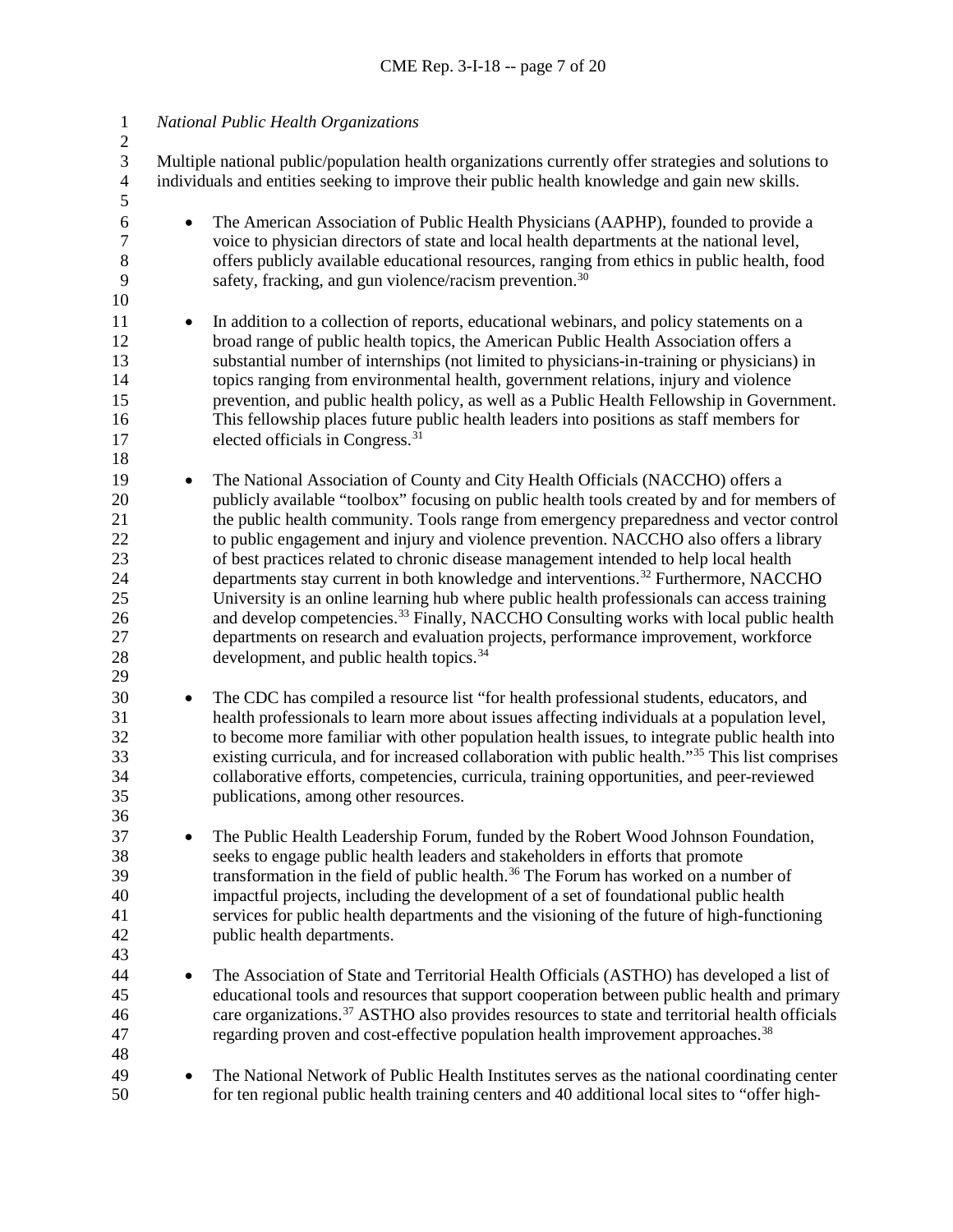*National Public Health Organizations*

Multiple national public/population health organizations currently offer strategies and solutions to individuals and entities seeking to improve their public health knowledge and gain new skills.

- The American Association of Public Health Physicians (AAPHP), founded to provide a voice to physician directors of state and local health departments at the national level, offers publicly available educational resources, ranging from ethics in public health, food safety, fracking, and gun violence/racism prevention.[30]

- In addition to a collection of reports, educational webinars, and policy statements on a broad range of public health topics, the American Public Health Association offers a substantial number of internships (not limited to physicians-in-training or physicians) in topics ranging from environmental health, government relations, injury and violence prevention, and public health policy, as well as a Public Health Fellowship in Government. This fellowship places future public health leaders into positions as staff members for elected officials in Congress.[31]

- The National Association of County and City Health Officials (NACCHO) offers a publicly available "toolbox" focusing on public health tools created by and for members of the public health community. Tools range from emergency preparedness and vector control to public engagement and injury and violence prevention. NACCHO also offers a library of best practices related to chronic disease management intended to help local health departments stay current in both knowledge and interventions.[32] Furthermore, NACCHO University is an online learning hub where public health professionals can access training and develop competencies.[33] Finally, NACCHO Consulting works with local public health departments on research and evaluation projects, performance improvement, workforce development, and public health topics.[34]

- The CDC has compiled a resource list "for health professional students, educators, and health professionals to learn more about issues affecting individuals at a population level, to become more familiar with other population health issues, to integrate public health into existing curricula, and for increased collaboration with public health."[35] This list comprises collaborative efforts, competencies, curricula, training opportunities, and peer-reviewed publications, among other resources.

- The Public Health Leadership Forum, funded by the Robert Wood Johnson Foundation, seeks to engage public health leaders and stakeholders in efforts that promote transformation in the field of public health.[36] The Forum has worked on a number of impactful projects, including the development of a set of foundational public health services for public health departments and the visioning of the future of high-functioning public health departments.

- The Association of State and Territorial Health Officials (ASTHO) has developed a list of educational tools and resources that support cooperation between public health and primary care organizations.[37] ASTHO also provides resources to state and territorial health officials regarding proven and cost-effective population health improvement approaches.[38]

- The National Network of Public Health Institutes serves as the national coordinating center for ten regional public health training centers and 40 additional local sites to "offer high-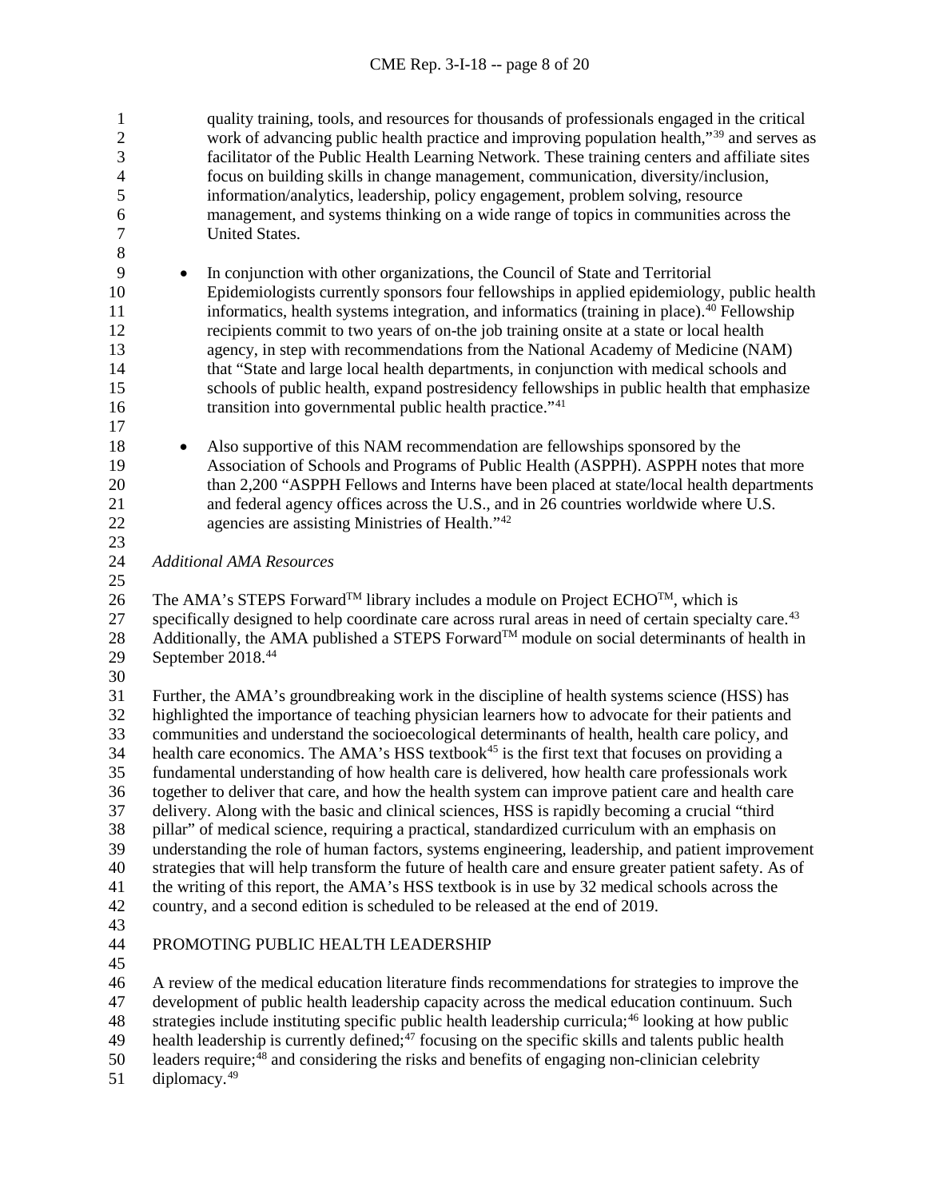quality training, tools, and resources for thousands of professionals engaged in the critical work of advancing public health practice and improving population health,"[39] and serves as facilitator of the Public Health Learning Network. These training centers and affiliate sites focus on building skills in change management, communication, diversity/inclusion, information/analytics, leadership, policy engagement, problem solving, resource management, and systems thinking on a wide range of topics in communities across the United States.

- In conjunction with other organizations, the Council of State and Territorial Epidemiologists currently sponsors four fellowships in applied epidemiology, public health informatics, health systems integration, and informatics (training in place).[40] Fellowship recipients commit to two years of on-the job training onsite at a state or local health agency, in step with recommendations from the National Academy of Medicine (NAM) that "State and large local health departments, in conjunction with medical schools and schools of public health, expand postresidency fellowships in public health that emphasize transition into governmental public health practice."[41]

- Also supportive of this NAM recommendation are fellowships sponsored by the Association of Schools and Programs of Public Health (ASPPH). ASPPH notes that more than 2,200 "ASPPH Fellows and Interns have been placed at state/local health departments and federal agency offices across the U.S., and in 26 countries worldwide where U.S. agencies are assisting Ministries of Health."[42]

*Additional AMA Resources*

The AMA's STEPS Forward™ library includes a module on Project ECHO™, which is specifically designed to help coordinate care across rural areas in need of certain specialty care.[43] Additionally, the AMA published a STEPS Forward™ module on social determinants of health in September 2018.[44]

Further, the AMA's groundbreaking work in the discipline of health systems science (HSS) has highlighted the importance of teaching physician learners how to advocate for their patients and communities and understand the socioecological determinants of health, health care policy, and health care economics. The AMA's HSS textbook[45] is the first text that focuses on providing a fundamental understanding of how health care is delivered, how health care professionals work together to deliver that care, and how the health system can improve patient care and health care delivery. Along with the basic and clinical sciences, HSS is rapidly becoming a crucial "third pillar" of medical science, requiring a practical, standardized curriculum with an emphasis on understanding the role of human factors, systems engineering, leadership, and patient improvement strategies that will help transform the future of health care and ensure greater patient safety. As of the writing of this report, the AMA's HSS textbook is in use by 32 medical schools across the country, and a second edition is scheduled to be released at the end of 2019.

## PROMOTING PUBLIC HEALTH LEADERSHIP

A review of the medical education literature finds recommendations for strategies to improve the development of public health leadership capacity across the medical education continuum. Such strategies include instituting specific public health leadership curricula;[46] looking at how public health leadership is currently defined;[47] focusing on the specific skills and talents public health leaders require;[48] and considering the risks and benefits of engaging non-clinician celebrity diplomacy.[49]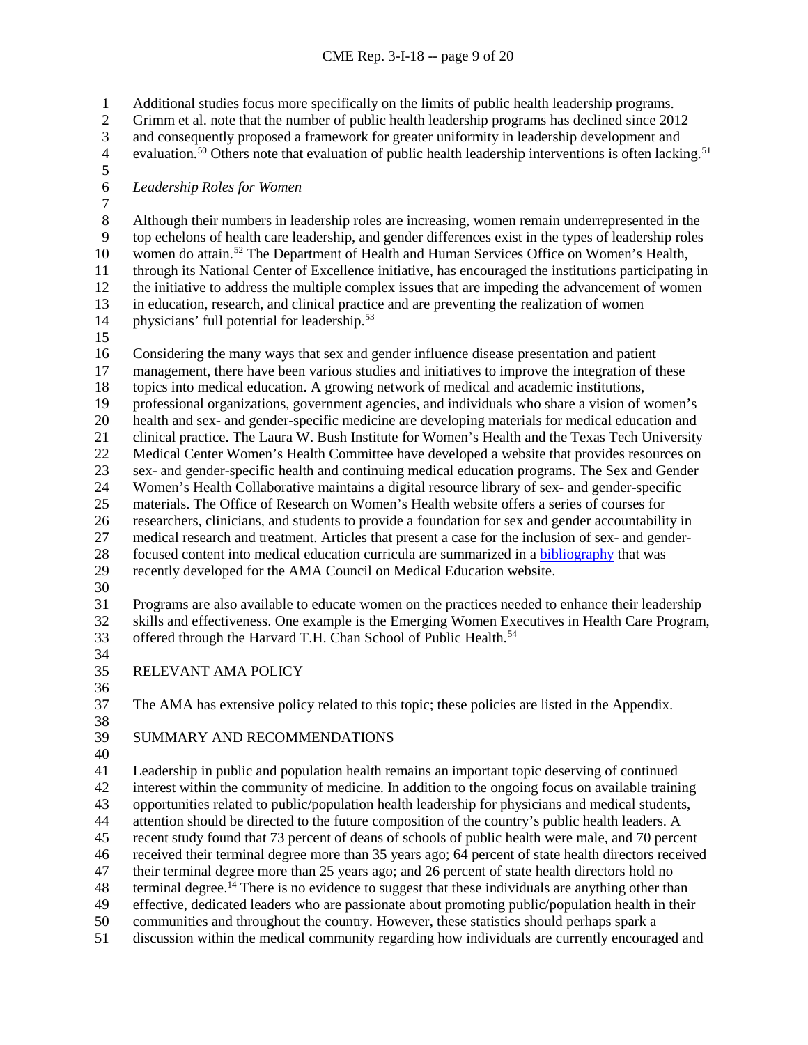Additional studies focus more specifically on the limits of public health leadership programs. Grimm et al. note that the number of public health leadership programs has declined since 2012 and consequently proposed a framework for greater uniformity in leadership development and evaluation.[50] Others note that evaluation of public health leadership interventions is often lacking.[51]

*Leadership Roles for Women*

Although their numbers in leadership roles are increasing, women remain underrepresented in the top echelons of health care leadership, and gender differences exist in the types of leadership roles women do attain.[52] The Department of Health and Human Services Office on Women's Health, through its National Center of Excellence initiative, has encouraged the institutions participating in the initiative to address the multiple complex issues that are impeding the advancement of women in education, research, and clinical practice and are preventing the realization of women physicians' full potential for leadership.[53]

Considering the many ways that sex and gender influence disease presentation and patient management, there have been various studies and initiatives to improve the integration of these topics into medical education. A growing network of medical and academic institutions, professional organizations, government agencies, and individuals who share a vision of women's health and sex- and gender-specific medicine are developing materials for medical education and clinical practice. The Laura W. Bush Institute for Women's Health and the Texas Tech University Medical Center Women's Health Committee have developed a website that provides resources on sex- and gender-specific health and continuing medical education programs. The Sex and Gender Women's Health Collaborative maintains a digital resource library of sex- and gender-specific materials. The Office of Research on Women's Health website offers a series of courses for researchers, clinicians, and students to provide a foundation for sex and gender accountability in medical research and treatment. Articles that present a case for the inclusion of sex- and gender-focused content into medical education curricula are summarized in a bibliography that was recently developed for the AMA Council on Medical Education website.

Programs are also available to educate women on the practices needed to enhance their leadership skills and effectiveness. One example is the Emerging Women Executives in Health Care Program, offered through the Harvard T.H. Chan School of Public Health.[54]

## RELEVANT AMA POLICY

The AMA has extensive policy related to this topic; these policies are listed in the Appendix.

## SUMMARY AND RECOMMENDATIONS

Leadership in public and population health remains an important topic deserving of continued interest within the community of medicine. In addition to the ongoing focus on available training opportunities related to public/population health leadership for physicians and medical students, attention should be directed to the future composition of the country's public health leaders. A recent study found that 73 percent of deans of schools of public health were male, and 70 percent received their terminal degree more than 35 years ago; 64 percent of state health directors received their terminal degree more than 25 years ago; and 26 percent of state health directors hold no terminal degree.[14] There is no evidence to suggest that these individuals are anything other than effective, dedicated leaders who are passionate about promoting public/population health in their communities and throughout the country. However, these statistics should perhaps spark a discussion within the medical community regarding how individuals are currently encouraged and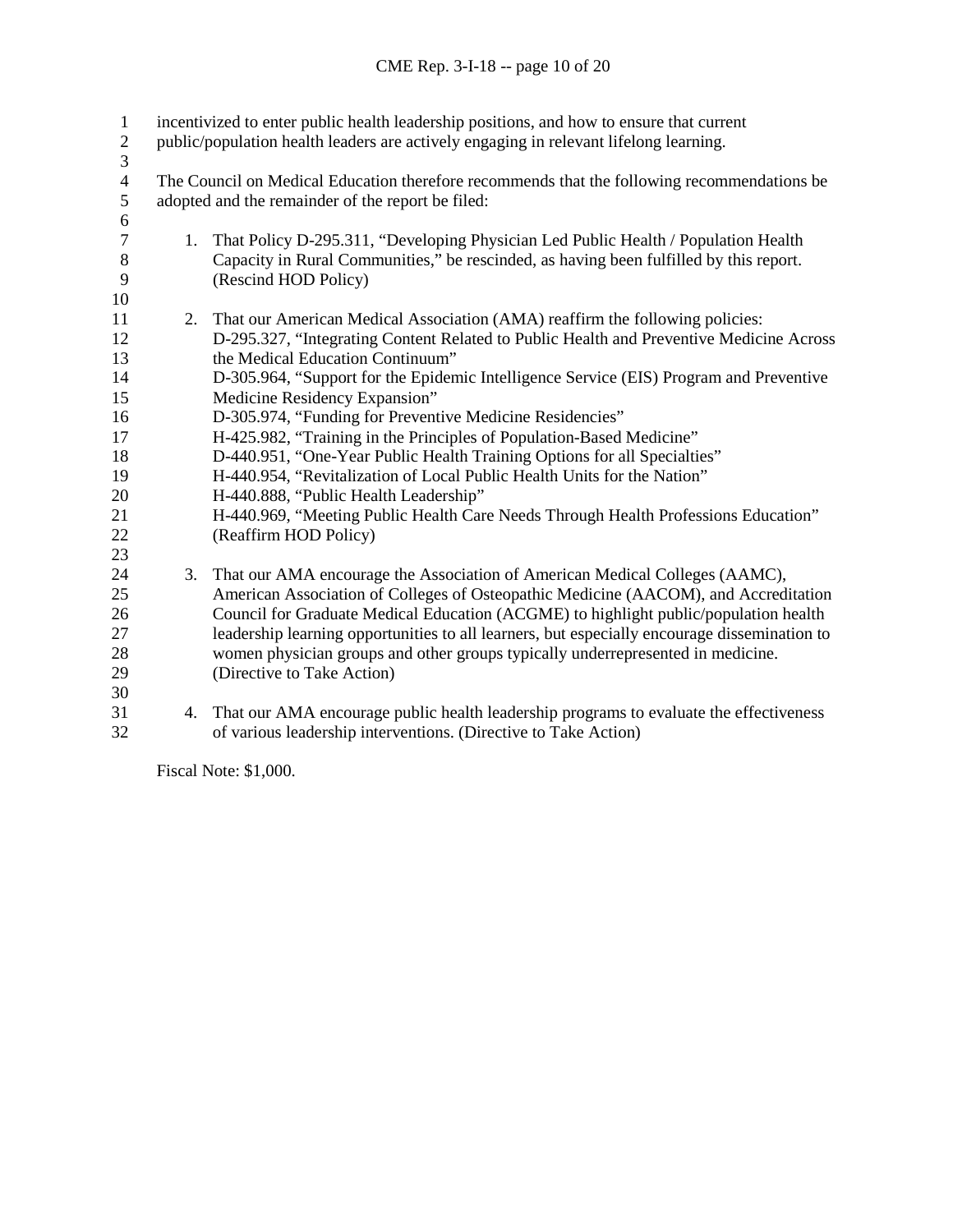incentivized to enter public health leadership positions, and how to ensure that current public/population health leaders are actively engaging in relevant lifelong learning.

The Council on Medical Education therefore recommends that the following recommendations be adopted and the remainder of the report be filed:

1. That Policy D-295.311, "Developing Physician Led Public Health / Population Health Capacity in Rural Communities," be rescinded, as having been fulfilled by this report. (Rescind HOD Policy)

2. That our American Medical Association (AMA) reaffirm the following policies:
   D-295.327, "Integrating Content Related to Public Health and Preventive Medicine Across the Medical Education Continuum"
   D-305.964, "Support for the Epidemic Intelligence Service (EIS) Program and Preventive Medicine Residency Expansion"
   D-305.974, "Funding for Preventive Medicine Residencies"
   H-425.982, "Training in the Principles of Population-Based Medicine"
   D-440.951, "One-Year Public Health Training Options for all Specialties"
   H-440.954, "Revitalization of Local Public Health Units for the Nation"
   H-440.888, "Public Health Leadership"
   H-440.969, "Meeting Public Health Care Needs Through Health Professions Education"
   (Reaffirm HOD Policy)

3. That our AMA encourage the Association of American Medical Colleges (AAMC), American Association of Colleges of Osteopathic Medicine (AACOM), and Accreditation Council for Graduate Medical Education (ACGME) to highlight public/population health leadership learning opportunities to all learners, but especially encourage dissemination to women physician groups and other groups typically underrepresented in medicine. (Directive to Take Action)

4. That our AMA encourage public health leadership programs to evaluate the effectiveness of various leadership interventions. (Directive to Take Action)

Fiscal Note: $1,000.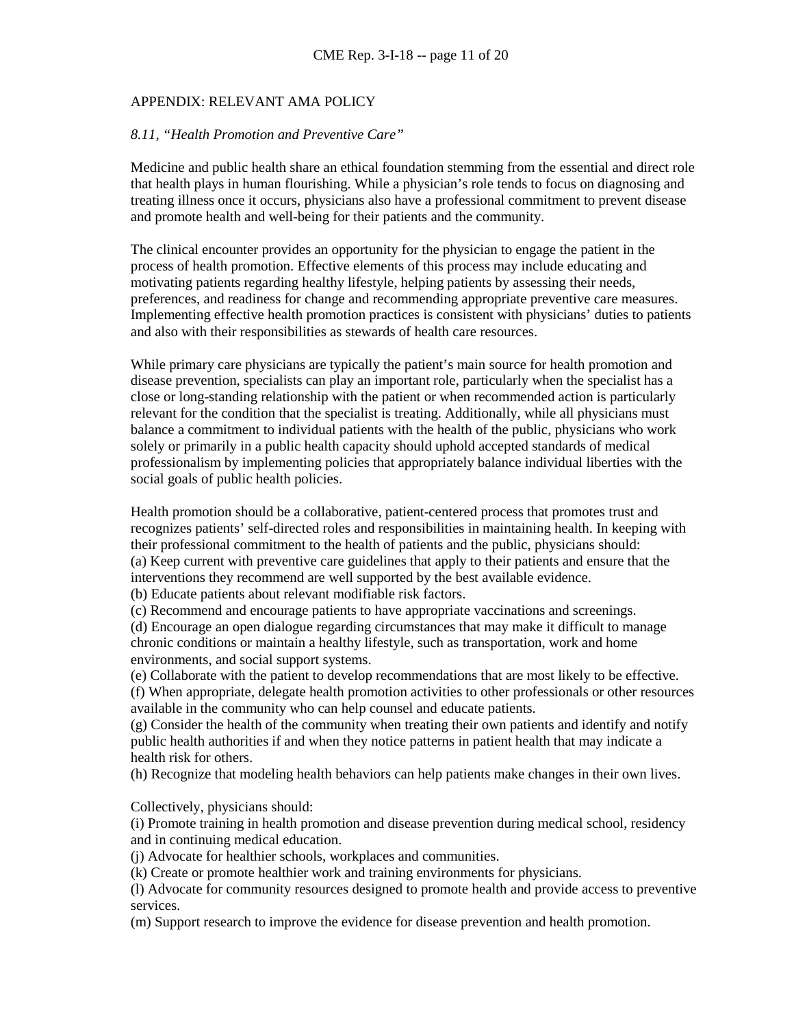## APPENDIX: RELEVANT AMA POLICY

*8.11, "Health Promotion and Preventive Care"*

Medicine and public health share an ethical foundation stemming from the essential and direct role that health plays in human flourishing. While a physician's role tends to focus on diagnosing and treating illness once it occurs, physicians also have a professional commitment to prevent disease and promote health and well-being for their patients and the community.

The clinical encounter provides an opportunity for the physician to engage the patient in the process of health promotion. Effective elements of this process may include educating and motivating patients regarding healthy lifestyle, helping patients by assessing their needs, preferences, and readiness for change and recommending appropriate preventive care measures. Implementing effective health promotion practices is consistent with physicians' duties to patients and also with their responsibilities as stewards of health care resources.

While primary care physicians are typically the patient's main source for health promotion and disease prevention, specialists can play an important role, particularly when the specialist has a close or long-standing relationship with the patient or when recommended action is particularly relevant for the condition that the specialist is treating. Additionally, while all physicians must balance a commitment to individual patients with the health of the public, physicians who work solely or primarily in a public health capacity should uphold accepted standards of medical professionalism by implementing policies that appropriately balance individual liberties with the social goals of public health policies.

Health promotion should be a collaborative, patient-centered process that promotes trust and recognizes patients' self-directed roles and responsibilities in maintaining health. In keeping with their professional commitment to the health of patients and the public, physicians should:

(a) Keep current with preventive care guidelines that apply to their patients and ensure that the interventions they recommend are well supported by the best available evidence.

(b) Educate patients about relevant modifiable risk factors.

(c) Recommend and encourage patients to have appropriate vaccinations and screenings.

(d) Encourage an open dialogue regarding circumstances that may make it difficult to manage chronic conditions or maintain a healthy lifestyle, such as transportation, work and home environments, and social support systems.

(e) Collaborate with the patient to develop recommendations that are most likely to be effective.

(f) When appropriate, delegate health promotion activities to other professionals or other resources available in the community who can help counsel and educate patients.

(g) Consider the health of the community when treating their own patients and identify and notify public health authorities if and when they notice patterns in patient health that may indicate a health risk for others.

(h) Recognize that modeling health behaviors can help patients make changes in their own lives.

Collectively, physicians should:

(i) Promote training in health promotion and disease prevention during medical school, residency and in continuing medical education.

(j) Advocate for healthier schools, workplaces and communities.

(k) Create or promote healthier work and training environments for physicians.

(l) Advocate for community resources designed to promote health and provide access to preventive services.

(m) Support research to improve the evidence for disease prevention and health promotion.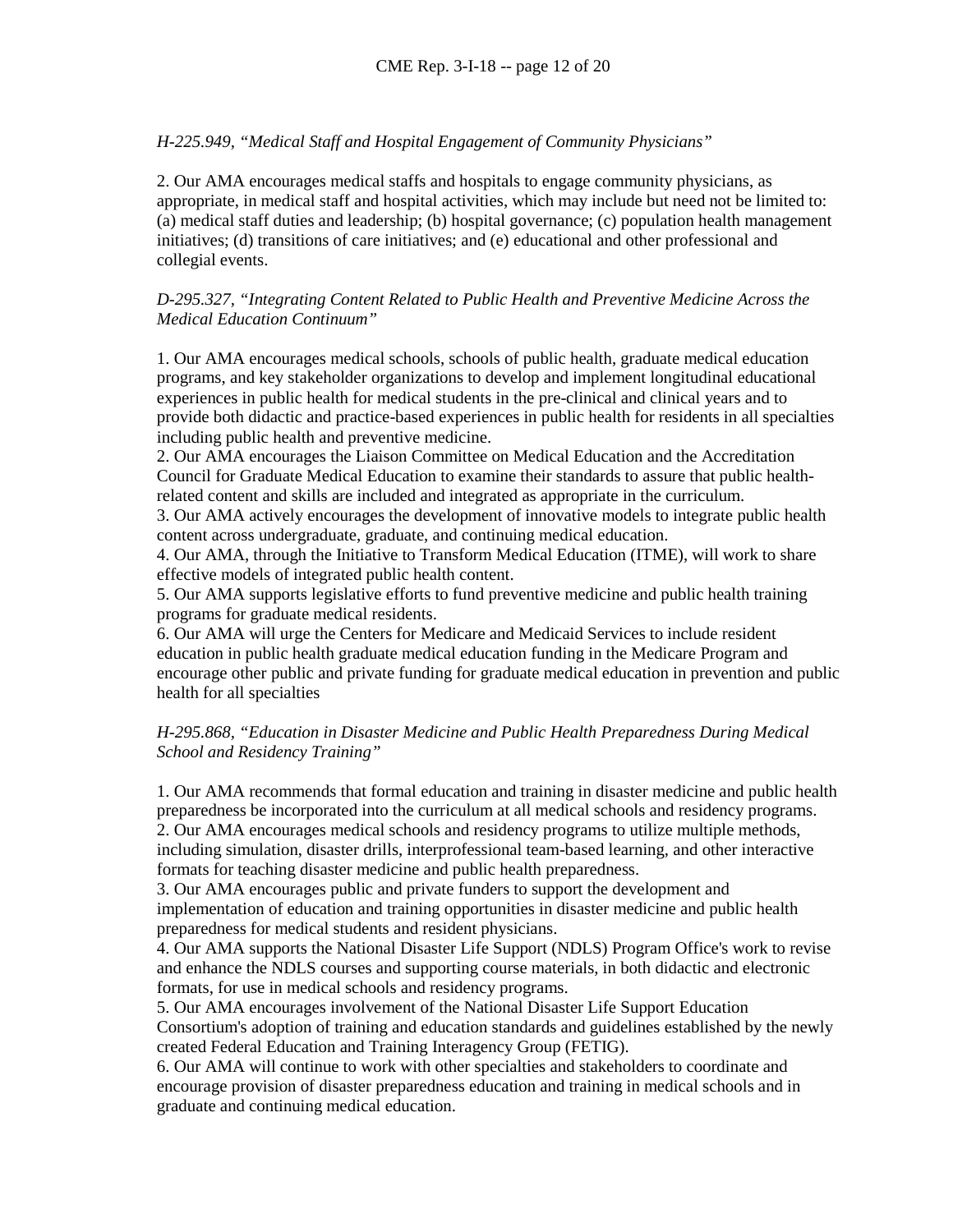*H-225.949, "Medical Staff and Hospital Engagement of Community Physicians"*

2. Our AMA encourages medical staffs and hospitals to engage community physicians, as appropriate, in medical staff and hospital activities, which may include but need not be limited to: (a) medical staff duties and leadership; (b) hospital governance; (c) population health management initiatives; (d) transitions of care initiatives; and (e) educational and other professional and collegial events.

*D-295.327, "Integrating Content Related to Public Health and Preventive Medicine Across the Medical Education Continuum"*

1. Our AMA encourages medical schools, schools of public health, graduate medical education programs, and key stakeholder organizations to develop and implement longitudinal educational experiences in public health for medical students in the pre-clinical and clinical years and to provide both didactic and practice-based experiences in public health for residents in all specialties including public health and preventive medicine.
2. Our AMA encourages the Liaison Committee on Medical Education and the Accreditation Council for Graduate Medical Education to examine their standards to assure that public health-related content and skills are included and integrated as appropriate in the curriculum.
3. Our AMA actively encourages the development of innovative models to integrate public health content across undergraduate, graduate, and continuing medical education.
4. Our AMA, through the Initiative to Transform Medical Education (ITME), will work to share effective models of integrated public health content.
5. Our AMA supports legislative efforts to fund preventive medicine and public health training programs for graduate medical residents.
6. Our AMA will urge the Centers for Medicare and Medicaid Services to include resident education in public health graduate medical education funding in the Medicare Program and encourage other public and private funding for graduate medical education in prevention and public health for all specialties

*H-295.868, "Education in Disaster Medicine and Public Health Preparedness During Medical School and Residency Training"*

1. Our AMA recommends that formal education and training in disaster medicine and public health preparedness be incorporated into the curriculum at all medical schools and residency programs.
2. Our AMA encourages medical schools and residency programs to utilize multiple methods, including simulation, disaster drills, interprofessional team-based learning, and other interactive formats for teaching disaster medicine and public health preparedness.
3. Our AMA encourages public and private funders to support the development and implementation of education and training opportunities in disaster medicine and public health preparedness for medical students and resident physicians.
4. Our AMA supports the National Disaster Life Support (NDLS) Program Office's work to revise and enhance the NDLS courses and supporting course materials, in both didactic and electronic formats, for use in medical schools and residency programs.
5. Our AMA encourages involvement of the National Disaster Life Support Education Consortium's adoption of training and education standards and guidelines established by the newly created Federal Education and Training Interagency Group (FETIG).
6. Our AMA will continue to work with other specialties and stakeholders to coordinate and encourage provision of disaster preparedness education and training in medical schools and in graduate and continuing medical education.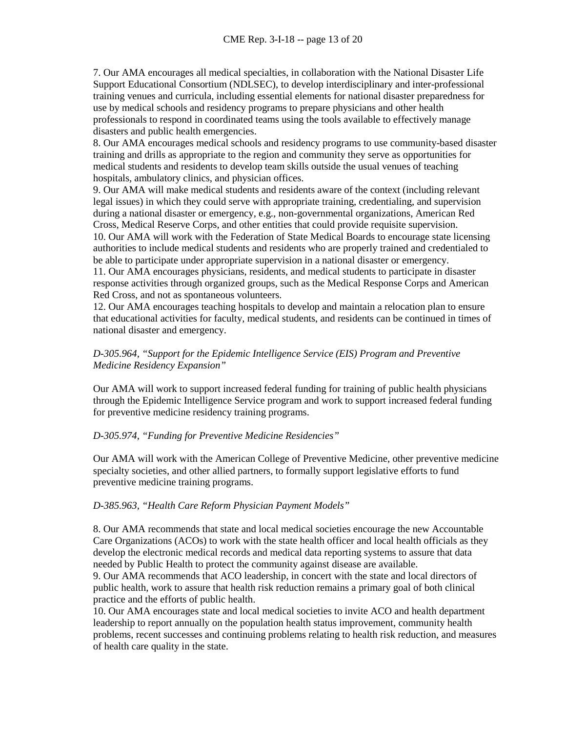7. Our AMA encourages all medical specialties, in collaboration with the National Disaster Life Support Educational Consortium (NDLSEC), to develop interdisciplinary and inter-professional training venues and curricula, including essential elements for national disaster preparedness for use by medical schools and residency programs to prepare physicians and other health professionals to respond in coordinated teams using the tools available to effectively manage disasters and public health emergencies.
8. Our AMA encourages medical schools and residency programs to use community-based disaster training and drills as appropriate to the region and community they serve as opportunities for medical students and residents to develop team skills outside the usual venues of teaching hospitals, ambulatory clinics, and physician offices.
9. Our AMA will make medical students and residents aware of the context (including relevant legal issues) in which they could serve with appropriate training, credentialing, and supervision during a national disaster or emergency, e.g., non-governmental organizations, American Red Cross, Medical Reserve Corps, and other entities that could provide requisite supervision.
10. Our AMA will work with the Federation of State Medical Boards to encourage state licensing authorities to include medical students and residents who are properly trained and credentialed to be able to participate under appropriate supervision in a national disaster or emergency.
11. Our AMA encourages physicians, residents, and medical students to participate in disaster response activities through organized groups, such as the Medical Response Corps and American Red Cross, and not as spontaneous volunteers.
12. Our AMA encourages teaching hospitals to develop and maintain a relocation plan to ensure that educational activities for faculty, medical students, and residents can be continued in times of national disaster and emergency.

*D-305.964, "Support for the Epidemic Intelligence Service (EIS) Program and Preventive Medicine Residency Expansion"*

Our AMA will work to support increased federal funding for training of public health physicians through the Epidemic Intelligence Service program and work to support increased federal funding for preventive medicine residency training programs.

*D-305.974, "Funding for Preventive Medicine Residencies"*

Our AMA will work with the American College of Preventive Medicine, other preventive medicine specialty societies, and other allied partners, to formally support legislative efforts to fund preventive medicine training programs.

*D-385.963, "Health Care Reform Physician Payment Models"*

8. Our AMA recommends that state and local medical societies encourage the new Accountable Care Organizations (ACOs) to work with the state health officer and local health officials as they develop the electronic medical records and medical data reporting systems to assure that data needed by Public Health to protect the community against disease are available.
9. Our AMA recommends that ACO leadership, in concert with the state and local directors of public health, work to assure that health risk reduction remains a primary goal of both clinical practice and the efforts of public health.
10. Our AMA encourages state and local medical societies to invite ACO and health department leadership to report annually on the population health status improvement, community health problems, recent successes and continuing problems relating to health risk reduction, and measures of health care quality in the state.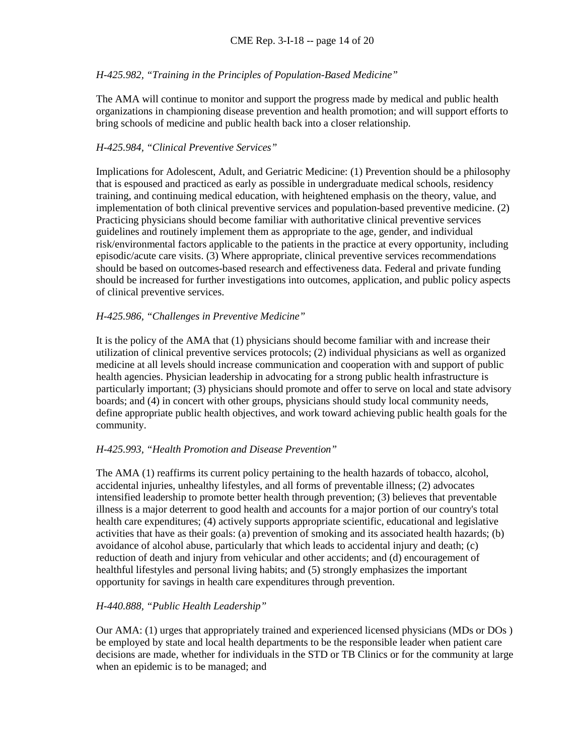*H-425.982, "Training in the Principles of Population-Based Medicine"*

The AMA will continue to monitor and support the progress made by medical and public health organizations in championing disease prevention and health promotion; and will support efforts to bring schools of medicine and public health back into a closer relationship.

*H-425.984, "Clinical Preventive Services"*

Implications for Adolescent, Adult, and Geriatric Medicine: (1) Prevention should be a philosophy that is espoused and practiced as early as possible in undergraduate medical schools, residency training, and continuing medical education, with heightened emphasis on the theory, value, and implementation of both clinical preventive services and population-based preventive medicine. (2) Practicing physicians should become familiar with authoritative clinical preventive services guidelines and routinely implement them as appropriate to the age, gender, and individual risk/environmental factors applicable to the patients in the practice at every opportunity, including episodic/acute care visits. (3) Where appropriate, clinical preventive services recommendations should be based on outcomes-based research and effectiveness data. Federal and private funding should be increased for further investigations into outcomes, application, and public policy aspects of clinical preventive services.

*H-425.986, "Challenges in Preventive Medicine"*

It is the policy of the AMA that (1) physicians should become familiar with and increase their utilization of clinical preventive services protocols; (2) individual physicians as well as organized medicine at all levels should increase communication and cooperation with and support of public health agencies. Physician leadership in advocating for a strong public health infrastructure is particularly important; (3) physicians should promote and offer to serve on local and state advisory boards; and (4) in concert with other groups, physicians should study local community needs, define appropriate public health objectives, and work toward achieving public health goals for the community.

*H-425.993, "Health Promotion and Disease Prevention"*

The AMA (1) reaffirms its current policy pertaining to the health hazards of tobacco, alcohol, accidental injuries, unhealthy lifestyles, and all forms of preventable illness; (2) advocates intensified leadership to promote better health through prevention; (3) believes that preventable illness is a major deterrent to good health and accounts for a major portion of our country's total health care expenditures; (4) actively supports appropriate scientific, educational and legislative activities that have as their goals: (a) prevention of smoking and its associated health hazards; (b) avoidance of alcohol abuse, particularly that which leads to accidental injury and death; (c) reduction of death and injury from vehicular and other accidents; and (d) encouragement of healthful lifestyles and personal living habits; and (5) strongly emphasizes the important opportunity for savings in health care expenditures through prevention.

*H-440.888, "Public Health Leadership"*

Our AMA: (1) urges that appropriately trained and experienced licensed physicians (MDs or DOs ) be employed by state and local health departments to be the responsible leader when patient care decisions are made, whether for individuals in the STD or TB Clinics or for the community at large when an epidemic is to be managed; and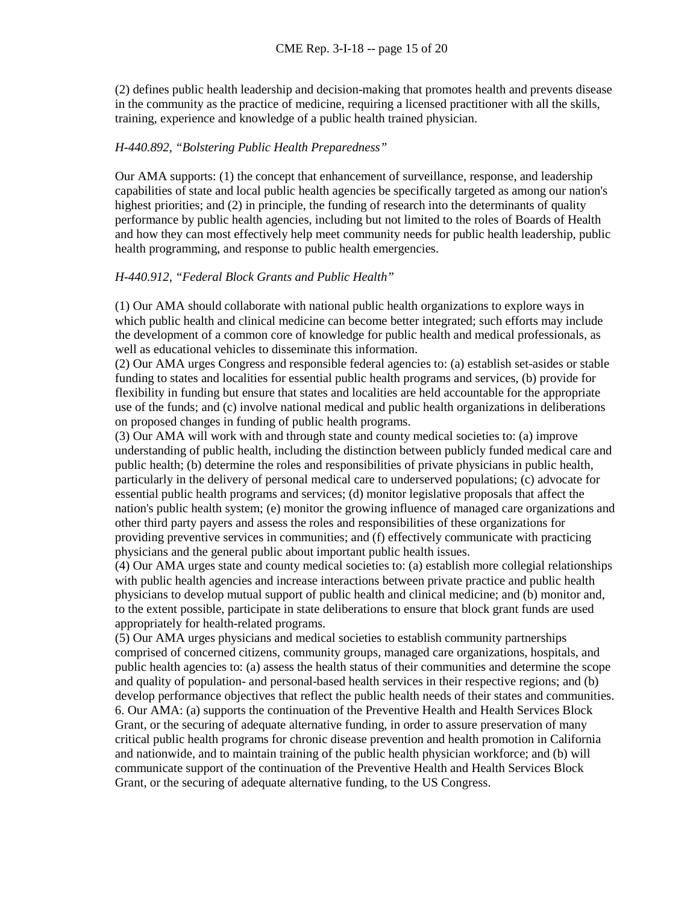(2) defines public health leadership and decision-making that promotes health and prevents disease in the community as the practice of medicine, requiring a licensed practitioner with all the skills, training, experience and knowledge of a public health trained physician.

*H-440.892, "Bolstering Public Health Preparedness"*

Our AMA supports: (1) the concept that enhancement of surveillance, response, and leadership capabilities of state and local public health agencies be specifically targeted as among our nation's highest priorities; and (2) in principle, the funding of research into the determinants of quality performance by public health agencies, including but not limited to the roles of Boards of Health and how they can most effectively help meet community needs for public health leadership, public health programming, and response to public health emergencies.

*H-440.912, "Federal Block Grants and Public Health"*

(1) Our AMA should collaborate with national public health organizations to explore ways in which public health and clinical medicine can become better integrated; such efforts may include the development of a common core of knowledge for public health and medical professionals, as well as educational vehicles to disseminate this information.
(2) Our AMA urges Congress and responsible federal agencies to: (a) establish set-asides or stable funding to states and localities for essential public health programs and services, (b) provide for flexibility in funding but ensure that states and localities are held accountable for the appropriate use of the funds; and (c) involve national medical and public health organizations in deliberations on proposed changes in funding of public health programs.
(3) Our AMA will work with and through state and county medical societies to: (a) improve understanding of public health, including the distinction between publicly funded medical care and public health; (b) determine the roles and responsibilities of private physicians in public health, particularly in the delivery of personal medical care to underserved populations; (c) advocate for essential public health programs and services; (d) monitor legislative proposals that affect the nation's public health system; (e) monitor the growing influence of managed care organizations and other third party payers and assess the roles and responsibilities of these organizations for providing preventive services in communities; and (f) effectively communicate with practicing physicians and the general public about important public health issues.
(4) Our AMA urges state and county medical societies to: (a) establish more collegial relationships with public health agencies and increase interactions between private practice and public health physicians to develop mutual support of public health and clinical medicine; and (b) monitor and, to the extent possible, participate in state deliberations to ensure that block grant funds are used appropriately for health-related programs.
(5) Our AMA urges physicians and medical societies to establish community partnerships comprised of concerned citizens, community groups, managed care organizations, hospitals, and public health agencies to: (a) assess the health status of their communities and determine the scope and quality of population- and personal-based health services in their respective regions; and (b) develop performance objectives that reflect the public health needs of their states and communities.
6. Our AMA: (a) supports the continuation of the Preventive Health and Health Services Block Grant, or the securing of adequate alternative funding, in order to assure preservation of many critical public health programs for chronic disease prevention and health promotion in California and nationwide, and to maintain training of the public health physician workforce; and (b) will communicate support of the continuation of the Preventive Health and Health Services Block Grant, or the securing of adequate alternative funding, to the US Congress.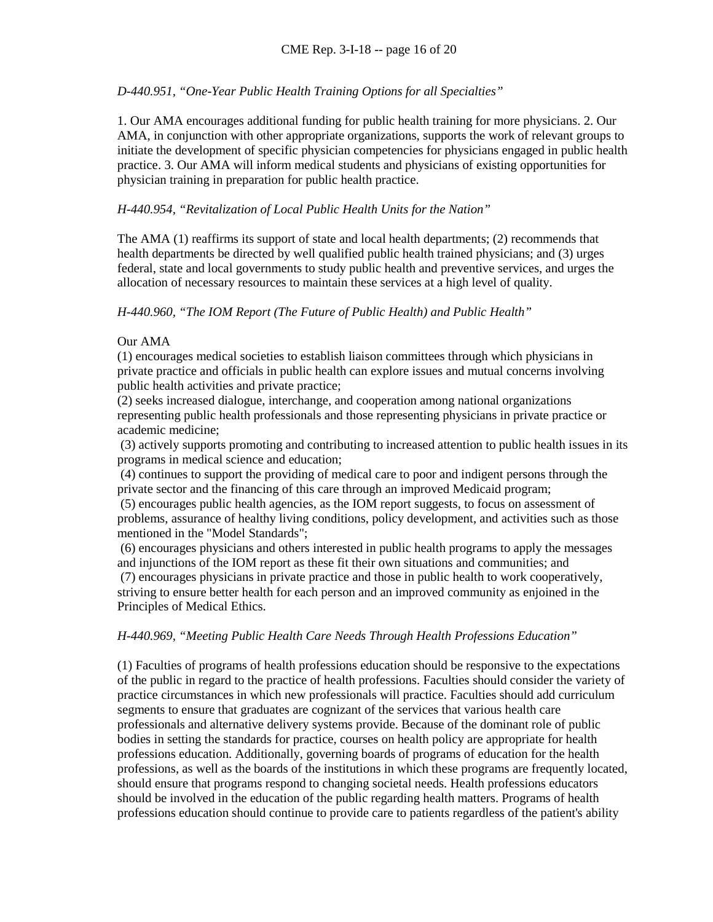*D-440.951, "One-Year Public Health Training Options for all Specialties"*

1. Our AMA encourages additional funding for public health training for more physicians. 2. Our AMA, in conjunction with other appropriate organizations, supports the work of relevant groups to initiate the development of specific physician competencies for physicians engaged in public health practice. 3. Our AMA will inform medical students and physicians of existing opportunities for physician training in preparation for public health practice.

*H-440.954, "Revitalization of Local Public Health Units for the Nation"*

The AMA (1) reaffirms its support of state and local health departments; (2) recommends that health departments be directed by well qualified public health trained physicians; and (3) urges federal, state and local governments to study public health and preventive services, and urges the allocation of necessary resources to maintain these services at a high level of quality.

*H-440.960, "The IOM Report (The Future of Public Health) and Public Health"*

Our AMA

(1) encourages medical societies to establish liaison committees through which physicians in private practice and officials in public health can explore issues and mutual concerns involving public health activities and private practice;

(2) seeks increased dialogue, interchange, and cooperation among national organizations representing public health professionals and those representing physicians in private practice or academic medicine;

(3) actively supports promoting and contributing to increased attention to public health issues in its programs in medical science and education;

(4) continues to support the providing of medical care to poor and indigent persons through the private sector and the financing of this care through an improved Medicaid program;

(5) encourages public health agencies, as the IOM report suggests, to focus on assessment of problems, assurance of healthy living conditions, policy development, and activities such as those mentioned in the "Model Standards";

(6) encourages physicians and others interested in public health programs to apply the messages and injunctions of the IOM report as these fit their own situations and communities; and

(7) encourages physicians in private practice and those in public health to work cooperatively, striving to ensure better health for each person and an improved community as enjoined in the Principles of Medical Ethics.

*H-440.969, "Meeting Public Health Care Needs Through Health Professions Education"*

(1) Faculties of programs of health professions education should be responsive to the expectations of the public in regard to the practice of health professions. Faculties should consider the variety of practice circumstances in which new professionals will practice. Faculties should add curriculum segments to ensure that graduates are cognizant of the services that various health care professionals and alternative delivery systems provide. Because of the dominant role of public bodies in setting the standards for practice, courses on health policy are appropriate for health professions education. Additionally, governing boards of programs of education for the health professions, as well as the boards of the institutions in which these programs are frequently located, should ensure that programs respond to changing societal needs. Health professions educators should be involved in the education of the public regarding health matters. Programs of health professions education should continue to provide care to patients regardless of the patient's ability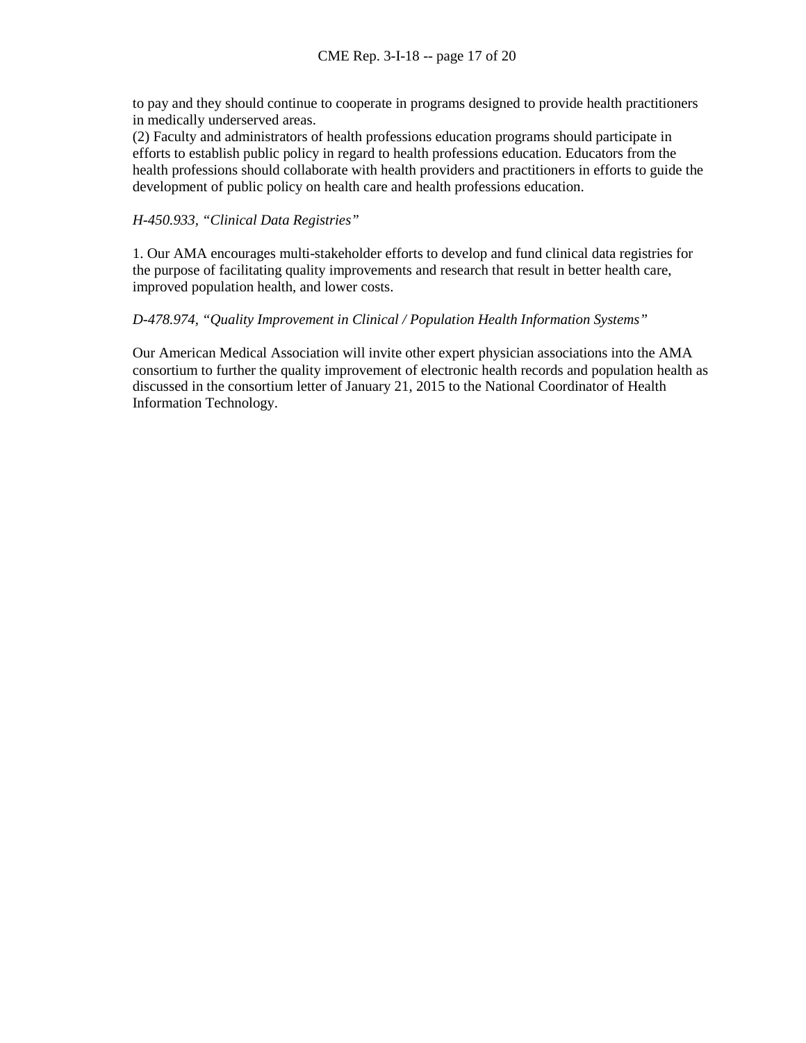to pay and they should continue to cooperate in programs designed to provide health practitioners in medically underserved areas.
(2) Faculty and administrators of health professions education programs should participate in efforts to establish public policy in regard to health professions education. Educators from the health professions should collaborate with health providers and practitioners in efforts to guide the development of public policy on health care and health professions education.

*H-450.933, "Clinical Data Registries"*

1. Our AMA encourages multi-stakeholder efforts to develop and fund clinical data registries for the purpose of facilitating quality improvements and research that result in better health care, improved population health, and lower costs.

*D-478.974, "Quality Improvement in Clinical / Population Health Information Systems"*

Our American Medical Association will invite other expert physician associations into the AMA consortium to further the quality improvement of electronic health records and population health as discussed in the consortium letter of January 21, 2015 to the National Coordinator of Health Information Technology.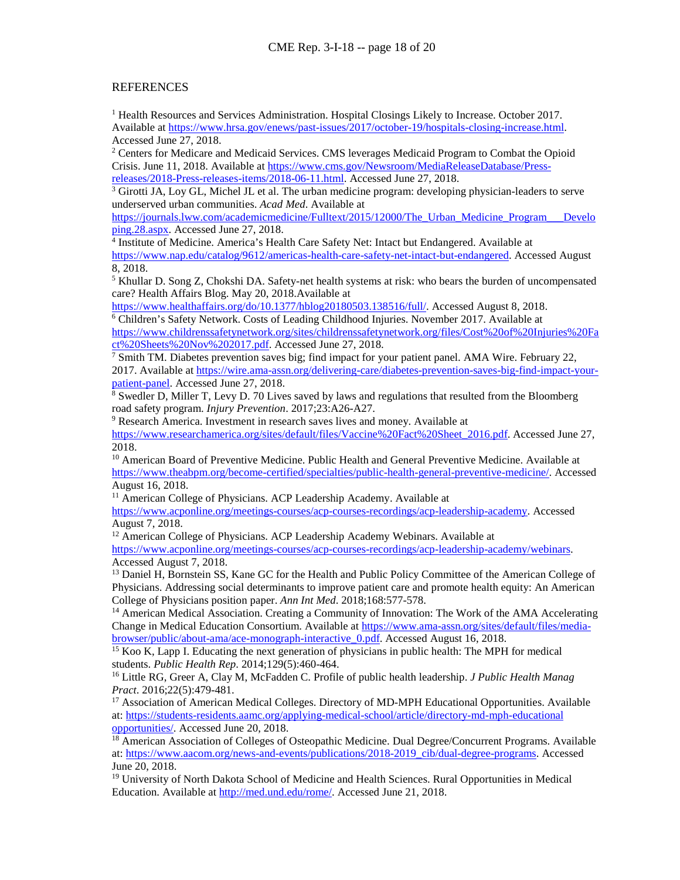## REFERENCES

[1] Health Resources and Services Administration. Hospital Closings Likely to Increase. October 2017. Available at https://www.hrsa.gov/enews/past-issues/2017/october-19/hospitals-closing-increase.html. Accessed June 27, 2018.

[2] Centers for Medicare and Medicaid Services. CMS leverages Medicaid Program to Combat the Opioid Crisis. June 11, 2018. Available at https://www.cms.gov/Newsroom/MediaReleaseDatabase/Press-releases/2018-Press-releases-items/2018-06-11.html. Accessed June 27, 2018.

[3] Girotti JA, Loy GL, Michel JL et al. The urban medicine program: developing physician-leaders to serve underserved urban communities. *Acad Med*. Available at https://journals.lww.com/academicmedicine/Fulltext/2015/12000/The_Urban_Medicine_Program___Developing.28.aspx. Accessed June 27, 2018.

[4] Institute of Medicine. America's Health Care Safety Net: Intact but Endangered. Available at https://www.nap.edu/catalog/9612/americas-health-care-safety-net-intact-but-endangered. Accessed August 8, 2018.

[5] Khullar D. Song Z, Chokshi DA. Safety-net health systems at risk: who bears the burden of uncompensated care? Health Affairs Blog. May 20, 2018.Available at https://www.healthaffairs.org/do/10.1377/hblog20180503.138516/full/. Accessed August 8, 2018.

[6] Children's Safety Network. Costs of Leading Childhood Injuries. November 2017. Available at https://www.childrenssafetynetwork.org/sites/childrenssafetynetwork.org/files/Cost%20of%20Injuries%20Fact%20Sheets%20Nov%202017.pdf. Accessed June 27, 2018.

[7] Smith TM. Diabetes prevention saves big; find impact for your patient panel. AMA Wire. February 22, 2017. Available at https://wire.ama-assn.org/delivering-care/diabetes-prevention-saves-big-find-impact-your-patient-panel. Accessed June 27, 2018.

[8] Swedler D, Miller T, Levy D. 70 Lives saved by laws and regulations that resulted from the Bloomberg road safety program. *Injury Prevention*. 2017;23:A26-A27.

[9] Research America. Investment in research saves lives and money. Available at https://www.researchamerica.org/sites/default/files/Vaccine%20Fact%20Sheet_2016.pdf. Accessed June 27, 2018.

[10] American Board of Preventive Medicine. Public Health and General Preventive Medicine. Available at https://www.theabpm.org/become-certified/specialties/public-health-general-preventive-medicine/. Accessed August 16, 2018.

[11] American College of Physicians. ACP Leadership Academy. Available at https://www.acponline.org/meetings-courses/acp-courses-recordings/acp-leadership-academy. Accessed August 7, 2018.

[12] American College of Physicians. ACP Leadership Academy Webinars. Available at https://www.acponline.org/meetings-courses/acp-courses-recordings/acp-leadership-academy/webinars. Accessed August 7, 2018.

[13] Daniel H, Bornstein SS, Kane GC for the Health and Public Policy Committee of the American College of Physicians. Addressing social determinants to improve patient care and promote health equity: An American College of Physicians position paper. *Ann Int Med*. 2018;168:577-578.

[14] American Medical Association. Creating a Community of Innovation: The Work of the AMA Accelerating Change in Medical Education Consortium. Available at https://www.ama-assn.org/sites/default/files/media-browser/public/about-ama/ace-monograph-interactive_0.pdf. Accessed August 16, 2018.

[15] Koo K, Lapp I. Educating the next generation of physicians in public health: The MPH for medical students. *Public Health Rep*. 2014;129(5):460-464.

[16] Little RG, Greer A, Clay M, McFadden C. Profile of public health leadership. *J Public Health Manag Pract*. 2016;22(5):479-481.

[17] Association of American Medical Colleges. Directory of MD-MPH Educational Opportunities. Available at: https://students-residents.aamc.org/applying-medical-school/article/directory-md-mph-educational opportunities/. Accessed June 20, 2018.

[18] American Association of Colleges of Osteopathic Medicine. Dual Degree/Concurrent Programs. Available at: https://www.aacom.org/news-and-events/publications/2018-2019_cib/dual-degree-programs. Accessed June 20, 2018.

[19] University of North Dakota School of Medicine and Health Sciences. Rural Opportunities in Medical Education. Available at http://med.und.edu/rome/. Accessed June 21, 2018.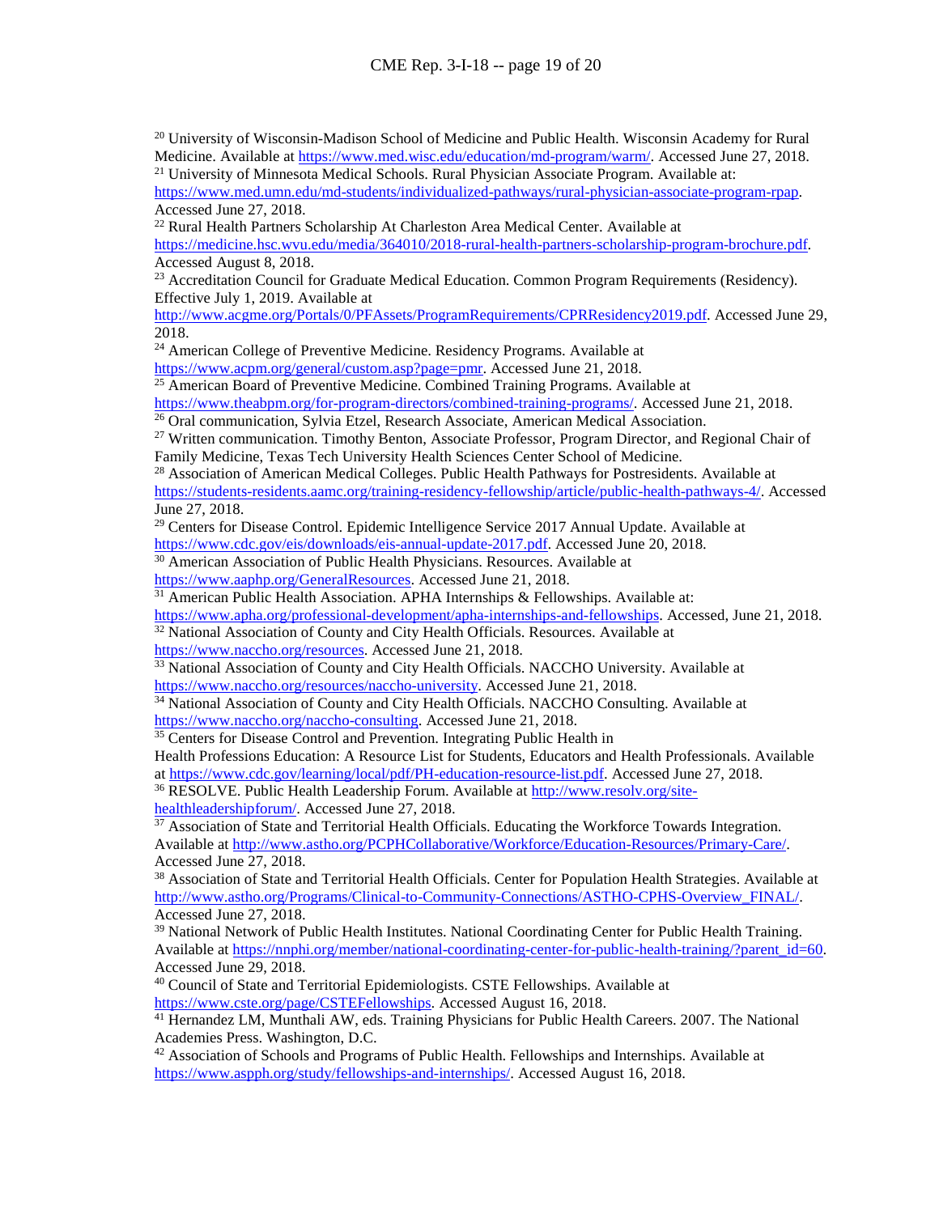[20] University of Wisconsin-Madison School of Medicine and Public Health. Wisconsin Academy for Rural Medicine. Available at https://www.med.wisc.edu/education/md-program/warm/. Accessed June 27, 2018.

[21] University of Minnesota Medical Schools. Rural Physician Associate Program. Available at: https://www.med.umn.edu/md-students/individualized-pathways/rural-physician-associate-program-rpap. Accessed June 27, 2018.

[22] Rural Health Partners Scholarship At Charleston Area Medical Center. Available at https://medicine.hsc.wvu.edu/media/364010/2018-rural-health-partners-scholarship-program-brochure.pdf. Accessed August 8, 2018.

[23] Accreditation Council for Graduate Medical Education. Common Program Requirements (Residency). Effective July 1, 2019. Available at http://www.acgme.org/Portals/0/PFAssets/ProgramRequirements/CPRResidency2019.pdf. Accessed June 29, 2018.

[24] American College of Preventive Medicine. Residency Programs. Available at https://www.acpm.org/general/custom.asp?page=pmr. Accessed June 21, 2018.

[25] American Board of Preventive Medicine. Combined Training Programs. Available at https://www.theabpm.org/for-program-directors/combined-training-programs/. Accessed June 21, 2018.

[26] Oral communication, Sylvia Etzel, Research Associate, American Medical Association.

[27] Written communication. Timothy Benton, Associate Professor, Program Director, and Regional Chair of Family Medicine, Texas Tech University Health Sciences Center School of Medicine.

[28] Association of American Medical Colleges. Public Health Pathways for Postresidents. Available at https://students-residents.aamc.org/training-residency-fellowship/article/public-health-pathways-4/. Accessed June 27, 2018.

[29] Centers for Disease Control. Epidemic Intelligence Service 2017 Annual Update. Available at https://www.cdc.gov/eis/downloads/eis-annual-update-2017.pdf. Accessed June 20, 2018.

[30] American Association of Public Health Physicians. Resources. Available at https://www.aaphp.org/GeneralResources. Accessed June 21, 2018.

[31] American Public Health Association. APHA Internships & Fellowships. Available at: https://www.apha.org/professional-development/apha-internships-and-fellowships. Accessed, June 21, 2018.

[32] National Association of County and City Health Officials. Resources. Available at https://www.naccho.org/resources. Accessed June 21, 2018.

[33] National Association of County and City Health Officials. NACCHO University. Available at https://www.naccho.org/resources/naccho-university. Accessed June 21, 2018.

[34] National Association of County and City Health Officials. NACCHO Consulting. Available at https://www.naccho.org/naccho-consulting. Accessed June 21, 2018.

[35] Centers for Disease Control and Prevention. Integrating Public Health in Health Professions Education: A Resource List for Students, Educators and Health Professionals. Available at https://www.cdc.gov/learning/local/pdf/PH-education-resource-list.pdf. Accessed June 27, 2018.

[36] RESOLVE. Public Health Leadership Forum. Available at http://www.resolv.org/site-healthleadershipforum/. Accessed June 27, 2018.

[37] Association of State and Territorial Health Officials. Educating the Workforce Towards Integration. Available at http://www.astho.org/PCPHCollaborative/Workforce/Education-Resources/Primary-Care/. Accessed June 27, 2018.

[38] Association of State and Territorial Health Officials. Center for Population Health Strategies. Available at http://www.astho.org/Programs/Clinical-to-Community-Connections/ASTHO-CPHS-Overview_FINAL/. Accessed June 27, 2018.

[39] National Network of Public Health Institutes. National Coordinating Center for Public Health Training. Available at https://nnphi.org/member/national-coordinating-center-for-public-health-training/?parent_id=60. Accessed June 29, 2018.

[40] Council of State and Territorial Epidemiologists. CSTE Fellowships. Available at https://www.cste.org/page/CSTEFellowships. Accessed August 16, 2018.

[41] Hernandez LM, Munthali AW, eds. Training Physicians for Public Health Careers. 2007. The National Academies Press. Washington, D.C.

[42] Association of Schools and Programs of Public Health. Fellowships and Internships. Available at https://www.aspph.org/study/fellowships-and-internships/. Accessed August 16, 2018.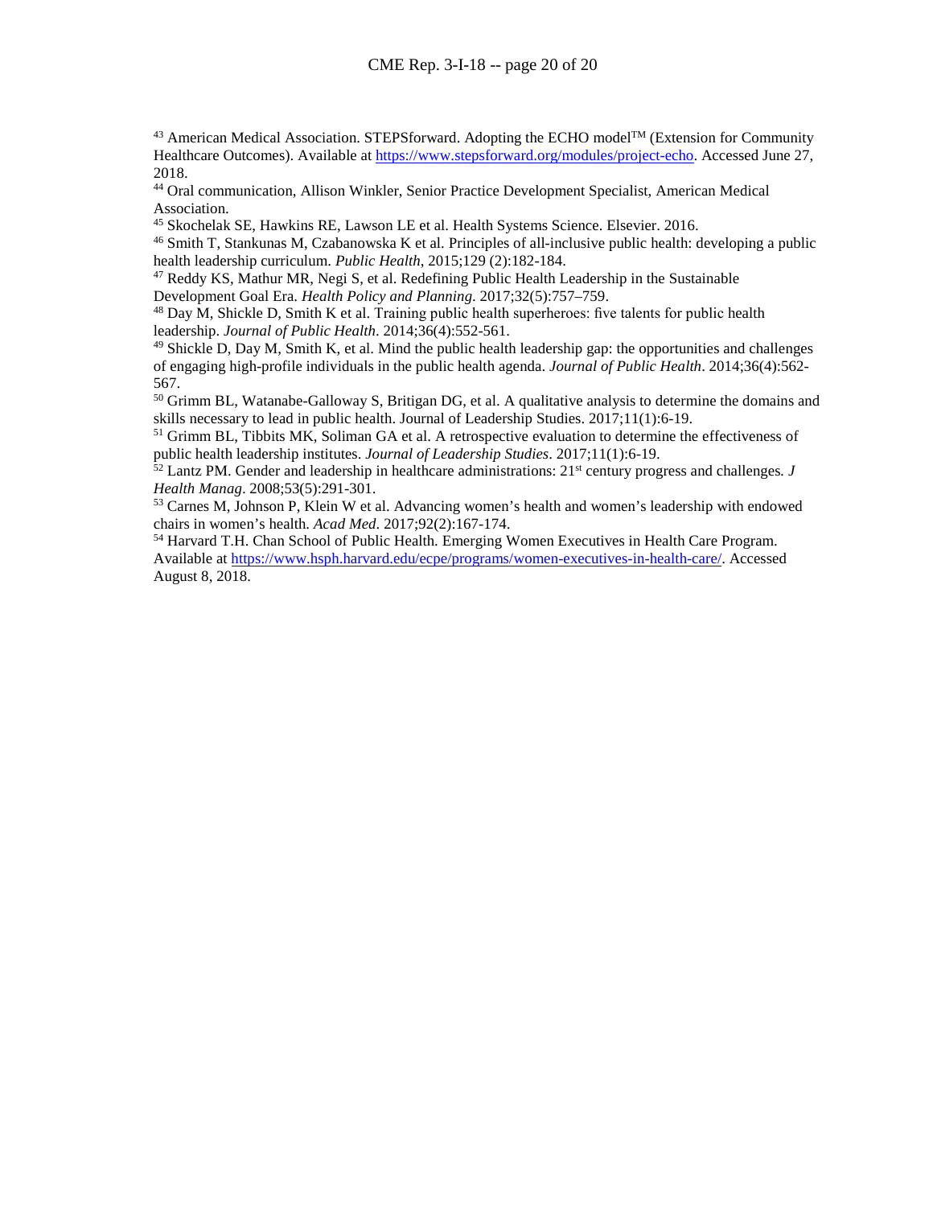[43] American Medical Association. STEPSforward. Adopting the ECHO model™ (Extension for Community Healthcare Outcomes). Available at https://www.stepsforward.org/modules/project-echo. Accessed June 27, 2018.

[44] Oral communication, Allison Winkler, Senior Practice Development Specialist, American Medical Association.

[45] Skochelak SE, Hawkins RE, Lawson LE et al. Health Systems Science. Elsevier. 2016.

[46] Smith T, Stankunas M, Czabanowska K et al. Principles of all-inclusive public health: developing a public health leadership curriculum. *Public Health*, 2015;129 (2):182-184.

[47] Reddy KS, Mathur MR, Negi S, et al. Redefining Public Health Leadership in the Sustainable Development Goal Era. *Health Policy and Planning*. 2017;32(5):757–759.

[48] Day M, Shickle D, Smith K et al. Training public health superheroes: five talents for public health leadership. *Journal of Public Health*. 2014;36(4):552-561.

[49] Shickle D, Day M, Smith K, et al. Mind the public health leadership gap: the opportunities and challenges of engaging high-profile individuals in the public health agenda. *Journal of Public Health*. 2014;36(4):562-567.

[50] Grimm BL, Watanabe-Galloway S, Britigan DG, et al. A qualitative analysis to determine the domains and skills necessary to lead in public health. Journal of Leadership Studies. 2017;11(1):6-19.

[51] Grimm BL, Tibbits MK, Soliman GA et al. A retrospective evaluation to determine the effectiveness of public health leadership institutes. *Journal of Leadership Studies*. 2017;11(1):6-19.

[52] Lantz PM. Gender and leadership in healthcare administrations: 21st century progress and challenges. *J Health Manag*. 2008;53(5):291-301.

[53] Carnes M, Johnson P, Klein W et al. Advancing women's health and women's leadership with endowed chairs in women's health. *Acad Med*. 2017;92(2):167-174.

[54] Harvard T.H. Chan School of Public Health. Emerging Women Executives in Health Care Program. Available at https://www.hsph.harvard.edu/ecpe/programs/women-executives-in-health-care/. Accessed August 8, 2018.